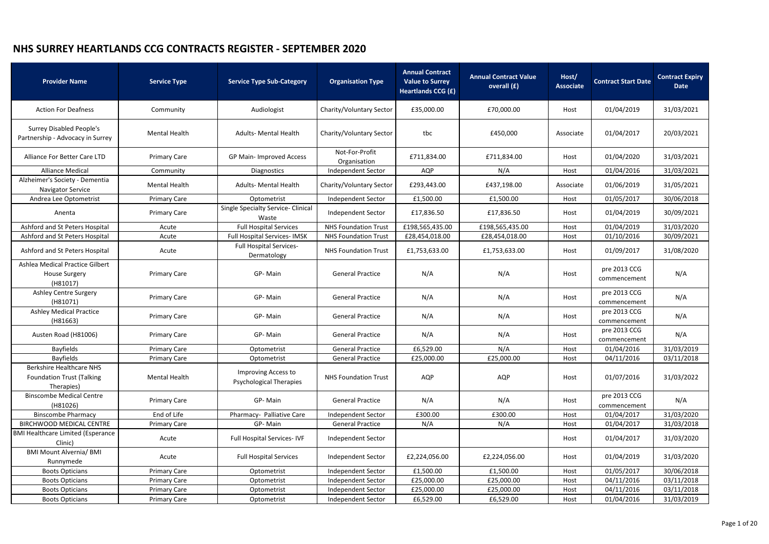# NHS SURREY HEARTLANDS CCG CONTRACTS REGISTER - SEPTEMBER 2020

| Provider Name | Service Type | Service Type Sub-Category | Organisation Type | Annual Contract Value to Surrey Heartlands CCG (£) | Annual Contract Value overall (£) | Host/ Associate | Contract Start Date | Contract Expiry Date |
|---|---|---|---|---|---|---|---|---|
| Action For Deafness | Community | Audiologist | Charity/Voluntary Sector | £35,000.00 | £70,000.00 | Host | 01/04/2019 | 31/03/2021 |
| Surrey Disabled People's Partnership - Advocacy in Surrey | Mental Health | Adults- Mental Health | Charity/Voluntary Sector | tbc | £450,000 | Associate | 01/04/2017 | 20/03/2021 |
| Alliance For Better Care LTD | Primary Care | GP Main- Improved Access | Not-For-Profit Organisation | £711,834.00 | £711,834.00 | Host | 01/04/2020 | 31/03/2021 |
| Alliance Medical | Community | Diagnostics | Independent Sector | AQP | N/A | Host | 01/04/2016 | 31/03/2021 |
| Alzheimer's Society - Dementia Navigator Service | Mental Health | Adults- Mental Health | Charity/Voluntary Sector | £293,443.00 | £437,198.00 | Associate | 01/06/2019 | 31/05/2021 |
| Andrea Lee Optometrist | Primary Care | Optometrist | Independent Sector | £1,500.00 | £1,500.00 | Host | 01/05/2017 | 30/06/2018 |
| Anenta | Primary Care | Single Specialty Service- Clinical Waste | Independent Sector | £17,836.50 | £17,836.50 | Host | 01/04/2019 | 30/09/2021 |
| Ashford and St Peters Hospital | Acute | Full Hospital Services | NHS Foundation Trust | £198,565,435.00 | £198,565,435.00 | Host | 01/04/2019 | 31/03/2020 |
| Ashford and St Peters Hospital | Acute | Full Hospital Services- IMSK | NHS Foundation Trust | £28,454,018.00 | £28,454,018.00 | Host | 01/10/2016 | 30/09/2021 |
| Ashford and St Peters Hospital | Acute | Full Hospital Services- Dermatology | NHS Foundation Trust | £1,753,633.00 | £1,753,633.00 | Host | 01/09/2017 | 31/08/2020 |
| Ashlea Medical Practice Gilbert House Surgery (H81017) | Primary Care | GP- Main | General Practice | N/A | N/A | Host | pre 2013 CCG commencement | N/A |
| Ashley Centre Surgery (H81071) | Primary Care | GP- Main | General Practice | N/A | N/A | Host | pre 2013 CCG commencement | N/A |
| Ashley Medical Practice (H81663) | Primary Care | GP- Main | General Practice | N/A | N/A | Host | pre 2013 CCG commencement | N/A |
| Austen Road (H81006) | Primary Care | GP- Main | General Practice | N/A | N/A | Host | pre 2013 CCG commencement | N/A |
| Bayfields | Primary Care | Optometrist | General Practice | £6,529.00 | N/A | Host | 01/04/2016 | 31/03/2019 |
| Bayfields | Primary Care | Optometrist | General Practice | £25,000.00 | £25,000.00 | Host | 04/11/2016 | 03/11/2018 |
| Berkshire Healthcare NHS Foundation Trust (Talking Therapies) | Mental Health | Improving Access to Psychological Therapies | NHS Foundation Trust | AQP | AQP | Host | 01/07/2016 | 31/03/2022 |
| Binscombe Medical Centre (H81026) | Primary Care | GP- Main | General Practice | N/A | N/A | Host | pre 2013 CCG commencement | N/A |
| Binscombe Pharmacy | End of Life | Pharmacy- Palliative Care | Independent Sector | £300.00 | £300.00 | Host | 01/04/2017 | 31/03/2020 |
| BIRCHWOOD MEDICAL CENTRE | Primary Care | GP- Main | General Practice | N/A | N/A | Host | 01/04/2017 | 31/03/2018 |
| BMI Healthcare Limited (Esperance Clinic) | Acute | Full Hospital Services- IVF | Independent Sector | | | Host | 01/04/2017 | 31/03/2020 |
| BMI Mount Alvernia/ BMI Runnymede | Acute | Full Hospital Services | Independent Sector | £2,224,056.00 | £2,224,056.00 | Host | 01/04/2019 | 31/03/2020 |
| Boots Opticians | Primary Care | Optometrist | Independent Sector | £1,500.00 | £1,500.00 | Host | 01/05/2017 | 30/06/2018 |
| Boots Opticians | Primary Care | Optometrist | Independent Sector | £25,000.00 | £25,000.00 | Host | 04/11/2016 | 03/11/2018 |
| Boots Opticians | Primary Care | Optometrist | Independent Sector | £25,000.00 | £25,000.00 | Host | 04/11/2016 | 03/11/2018 |
| Boots Opticians | Primary Care | Optometrist | Independent Sector | £6,529.00 | £6,529.00 | Host | 01/04/2016 | 31/03/2019 |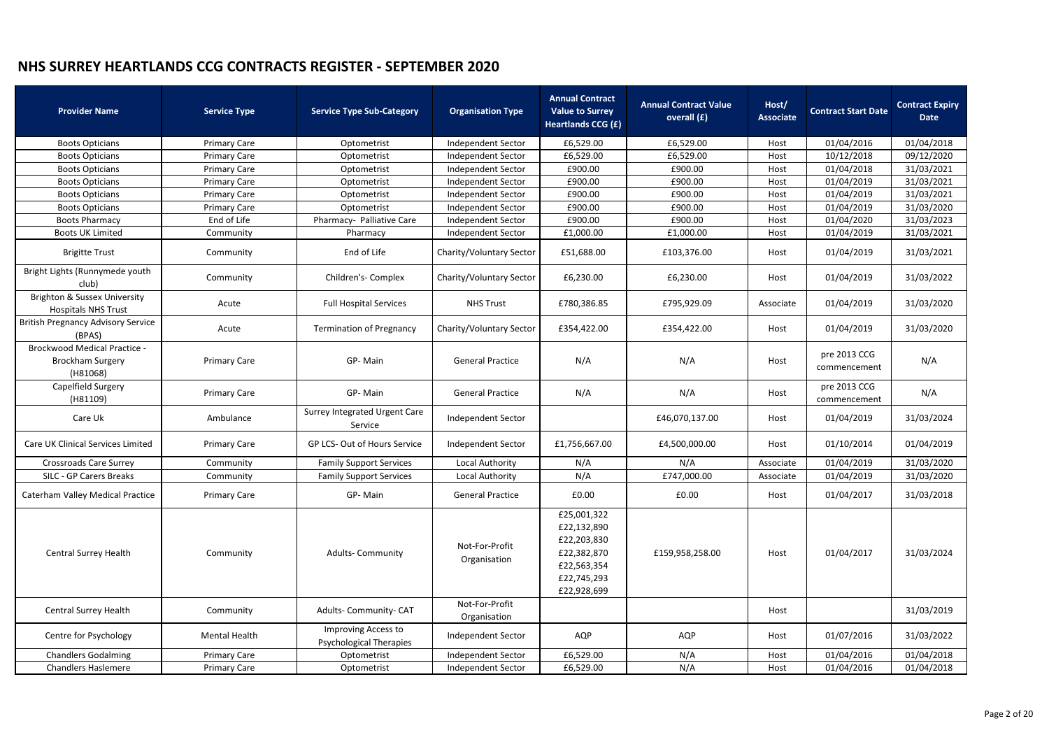# NHS SURREY HEARTLANDS CCG CONTRACTS REGISTER - SEPTEMBER 2020

| Provider Name | Service Type | Service Type Sub-Category | Organisation Type | Annual Contract Value to Surrey Heartlands CCG (£) | Annual Contract Value overall (£) | Host/ Associate | Contract Start Date | Contract Expiry Date |
|---|---|---|---|---|---|---|---|---|
| Boots Opticians | Primary Care | Optometrist | Independent Sector | £6,529.00 | £6,529.00 | Host | 01/04/2016 | 01/04/2018 |
| Boots Opticians | Primary Care | Optometrist | Independent Sector | £6,529.00 | £6,529.00 | Host | 10/12/2018 | 09/12/2020 |
| Boots Opticians | Primary Care | Optometrist | Independent Sector | £900.00 | £900.00 | Host | 01/04/2018 | 31/03/2021 |
| Boots Opticians | Primary Care | Optometrist | Independent Sector | £900.00 | £900.00 | Host | 01/04/2019 | 31/03/2021 |
| Boots Opticians | Primary Care | Optometrist | Independent Sector | £900.00 | £900.00 | Host | 01/04/2019 | 31/03/2021 |
| Boots Opticians | Primary Care | Optometrist | Independent Sector | £900.00 | £900.00 | Host | 01/04/2019 | 31/03/2020 |
| Boots Pharmacy | End of Life | Pharmacy- Palliative Care | Independent Sector | £900.00 | £900.00 | Host | 01/04/2020 | 31/03/2023 |
| Boots UK Limited | Community | Pharmacy | Independent Sector | £1,000.00 | £1,000.00 | Host | 01/04/2019 | 31/03/2021 |
| Brigitte Trust | Community | End of Life | Charity/Voluntary Sector | £51,688.00 | £103,376.00 | Host | 01/04/2019 | 31/03/2021 |
| Bright Lights (Runnymede youth club) | Community | Children's- Complex | Charity/Voluntary Sector | £6,230.00 | £6,230.00 | Host | 01/04/2019 | 31/03/2022 |
| Brighton & Sussex University Hospitals NHS Trust | Acute | Full Hospital Services | NHS Trust | £780,386.85 | £795,929.09 | Associate | 01/04/2019 | 31/03/2020 |
| British Pregnancy Advisory Service (BPAS) | Acute | Termination of Pregnancy | Charity/Voluntary Sector | £354,422.00 | £354,422.00 | Host | 01/04/2019 | 31/03/2020 |
| Brockwood Medical Practice - Brockham Surgery (H81068) | Primary Care | GP- Main | General Practice | N/A | N/A | Host | pre 2013 CCG commencement | N/A |
| Capelfield Surgery (H81109) | Primary Care | GP- Main | General Practice | N/A | N/A | Host | pre 2013 CCG commencement | N/A |
| Care Uk | Ambulance | Surrey Integrated Urgent Care Service | Independent Sector | | £46,070,137.00 | Host | 01/04/2019 | 31/03/2024 |
| Care UK Clinical Services Limited | Primary Care | GP LCS- Out of Hours Service | Independent Sector | £1,756,667.00 | £4,500,000.00 | Host | 01/10/2014 | 01/04/2019 |
| Crossroads Care Surrey | Community | Family Support Services | Local Authority | N/A | N/A | Associate | 01/04/2019 | 31/03/2020 |
| SILC - GP Carers Breaks | Community | Family Support Services | Local Authority | N/A | £747,000.00 | Associate | 01/04/2019 | 31/03/2020 |
| Caterham Valley Medical Practice | Primary Care | GP- Main | General Practice | £0.00 | £0.00 | Host | 01/04/2017 | 31/03/2018 |
| Central Surrey Health | Community | Adults- Community | Not-For-Profit Organisation | £25,001,322<br>£22,132,890<br>£22,203,830<br>£22,382,870<br>£22,563,354<br>£22,745,293<br>£22,928,699 | £159,958,258.00 | Host | 01/04/2017 | 31/03/2024 |
| Central Surrey Health | Community | Adults- Community- CAT | Not-For-Profit Organisation | | | Host | | 31/03/2019 |
| Centre for Psychology | Mental Health | Improving Access to Psychological Therapies | Independent Sector | AQP | AQP | Host | 01/07/2016 | 31/03/2022 |
| Chandlers Godalming | Primary Care | Optometrist | Independent Sector | £6,529.00 | N/A | Host | 01/04/2016 | 01/04/2018 |
| Chandlers Haslemere | Primary Care | Optometrist | Independent Sector | £6,529.00 | N/A | Host | 01/04/2016 | 01/04/2018 |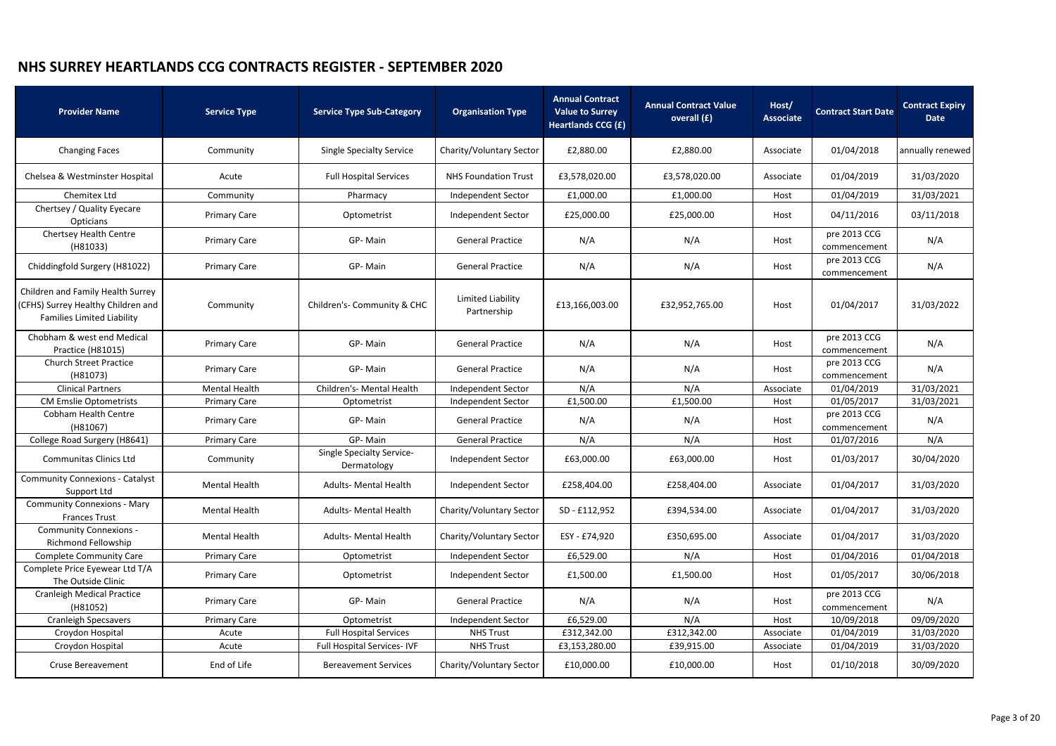# NHS SURREY HEARTLANDS CCG CONTRACTS REGISTER - SEPTEMBER 2020

| Provider Name | Service Type | Service Type Sub-Category | Organisation Type | Annual Contract Value to Surrey Heartlands CCG (£) | Annual Contract Value overall (£) | Host/ Associate | Contract Start Date | Contract Expiry Date |
|---|---|---|---|---|---|---|---|---|
| Changing Faces | Community | Single Specialty Service | Charity/Voluntary Sector | £2,880.00 | £2,880.00 | Associate | 01/04/2018 | annually renewed |
| Chelsea & Westminster Hospital | Acute | Full Hospital Services | NHS Foundation Trust | £3,578,020.00 | £3,578,020.00 | Associate | 01/04/2019 | 31/03/2020 |
| Chemitex Ltd | Community | Pharmacy | Independent Sector | £1,000.00 | £1,000.00 | Host | 01/04/2019 | 31/03/2021 |
| Chertsey / Quality Eyecare Opticians | Primary Care | Optometrist | Independent Sector | £25,000.00 | £25,000.00 | Host | 04/11/2016 | 03/11/2018 |
| Chertsey Health Centre (H81033) | Primary Care | GP- Main | General Practice | N/A | N/A | Host | pre 2013 CCG commencement | N/A |
| Chiddingfold Surgery (H81022) | Primary Care | GP- Main | General Practice | N/A | N/A | Host | pre 2013 CCG commencement | N/A |
| Children and Family Health Surrey (CFHS) Surrey Healthy Children and Families Limited Liability | Community | Children's- Community & CHC | Limited Liability Partnership | £13,166,003.00 | £32,952,765.00 | Host | 01/04/2017 | 31/03/2022 |
| Chobham & west end Medical Practice (H81015) | Primary Care | GP- Main | General Practice | N/A | N/A | Host | pre 2013 CCG commencement | N/A |
| Church Street Practice (H81073) | Primary Care | GP- Main | General Practice | N/A | N/A | Host | pre 2013 CCG commencement | N/A |
| Clinical Partners | Mental Health | Children's- Mental Health | Independent Sector | N/A | N/A | Associate | 01/04/2019 | 31/03/2021 |
| CM Emslie Optometrists | Primary Care | Optometrist | Independent Sector | £1,500.00 | £1,500.00 | Host | 01/05/2017 | 31/03/2021 |
| Cobham Health Centre (H81067) | Primary Care | GP- Main | General Practice | N/A | N/A | Host | pre 2013 CCG commencement | N/A |
| College Road Surgery (H8641) | Primary Care | GP- Main | General Practice | N/A | N/A | Host | 01/07/2016 | N/A |
| Communitas Clinics Ltd | Community | Single Specialty Service- Dermatology | Independent Sector | £63,000.00 | £63,000.00 | Host | 01/03/2017 | 30/04/2020 |
| Community Connexions - Catalyst Support Ltd | Mental Health | Adults- Mental Health | Independent Sector | £258,404.00 | £258,404.00 | Associate | 01/04/2017 | 31/03/2020 |
| Community Connexions - Mary Frances Trust | Mental Health | Adults- Mental Health | Charity/Voluntary Sector | SD - £112,952 | £394,534.00 | Associate | 01/04/2017 | 31/03/2020 |
| Community Connexions - Richmond Fellowship | Mental Health | Adults- Mental Health | Charity/Voluntary Sector | ESY - £74,920 | £350,695.00 | Associate | 01/04/2017 | 31/03/2020 |
| Complete Community Care | Primary Care | Optometrist | Independent Sector | £6,529.00 | N/A | Host | 01/04/2016 | 01/04/2018 |
| Complete Price Eyewear Ltd T/A The Outside Clinic | Primary Care | Optometrist | Independent Sector | £1,500.00 | £1,500.00 | Host | 01/05/2017 | 30/06/2018 |
| Cranleigh Medical Practice (H81052) | Primary Care | GP- Main | General Practice | N/A | N/A | Host | pre 2013 CCG commencement | N/A |
| Cranleigh Specsavers | Primary Care | Optometrist | Independent Sector | £6,529.00 | N/A | Host | 10/09/2018 | 09/09/2020 |
| Croydon Hospital | Acute | Full Hospital Services | NHS Trust | £312,342.00 | £312,342.00 | Associate | 01/04/2019 | 31/03/2020 |
| Croydon Hospital | Acute | Full Hospital Services- IVF | NHS Trust | £3,153,280.00 | £39,915.00 | Associate | 01/04/2019 | 31/03/2020 |
| Cruse Bereavement | End of Life | Bereavement Services | Charity/Voluntary Sector | £10,000.00 | £10,000.00 | Host | 01/10/2018 | 30/09/2020 |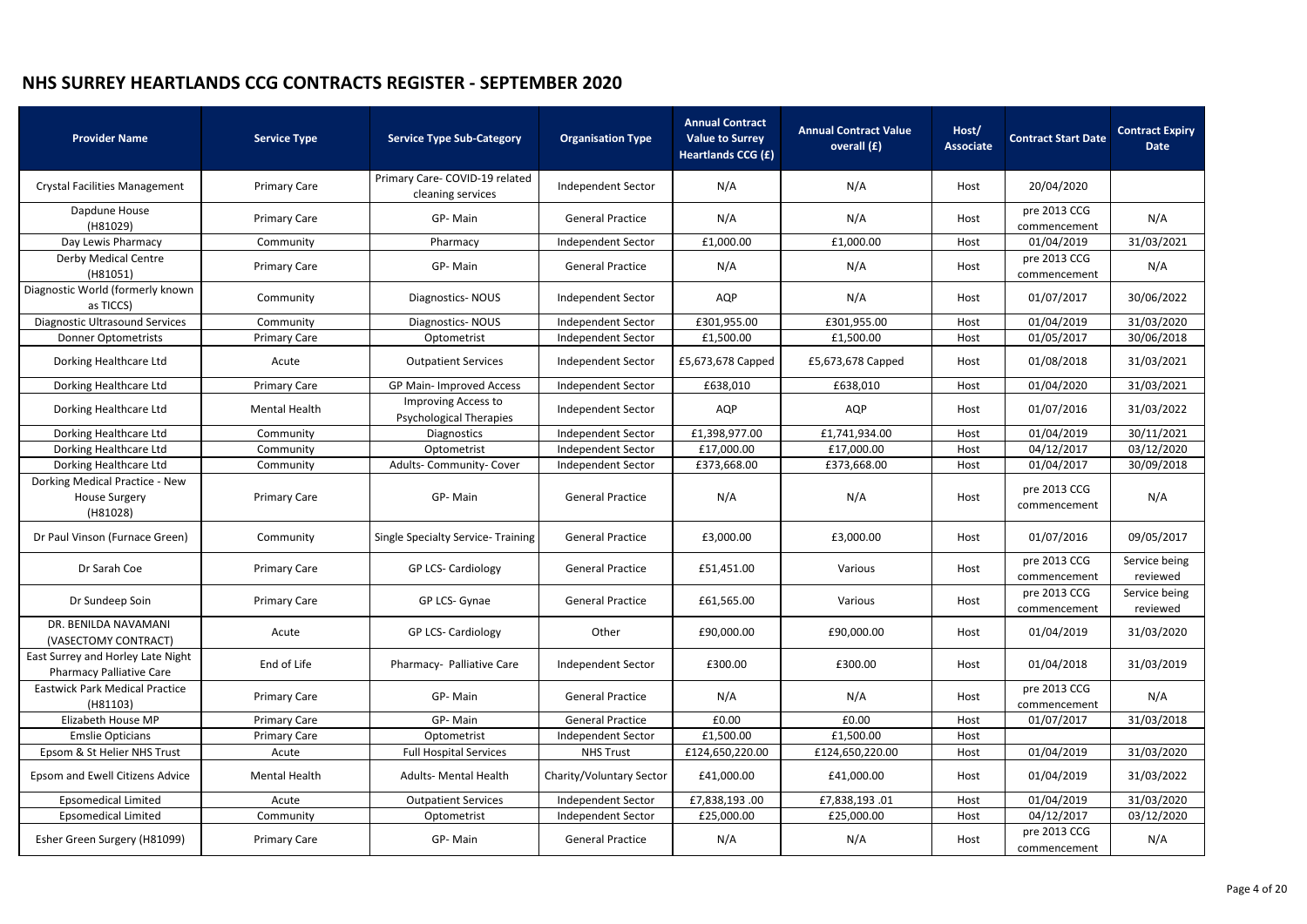# NHS SURREY HEARTLANDS CCG CONTRACTS REGISTER - SEPTEMBER 2020

| Provider Name | Service Type | Service Type Sub-Category | Organisation Type | Annual Contract Value to Surrey Heartlands CCG (£) | Annual Contract Value overall (£) | Host/ Associate | Contract Start Date | Contract Expiry Date |
|---|---|---|---|---|---|---|---|---|
| Crystal Facilities Management | Primary Care | Primary Care- COVID-19 related cleaning services | Independent Sector | N/A | N/A | Host | 20/04/2020 | |
| Dapdune House (H81029) | Primary Care | GP- Main | General Practice | N/A | N/A | Host | pre 2013 CCG commencement | N/A |
| Day Lewis Pharmacy | Community | Pharmacy | Independent Sector | £1,000.00 | £1,000.00 | Host | 01/04/2019 | 31/03/2021 |
| Derby Medical Centre (H81051) | Primary Care | GP- Main | General Practice | N/A | N/A | Host | pre 2013 CCG commencement | N/A |
| Diagnostic World (formerly known as TICCS) | Community | Diagnostics- NOUS | Independent Sector | AQP | N/A | Host | 01/07/2017 | 30/06/2022 |
| Diagnostic Ultrasound Services | Community | Diagnostics- NOUS | Independent Sector | £301,955.00 | £301,955.00 | Host | 01/04/2019 | 31/03/2020 |
| Donner Optometrists | Primary Care | Optometrist | Independent Sector | £1,500.00 | £1,500.00 | Host | 01/05/2017 | 30/06/2018 |
| Dorking Healthcare Ltd | Acute | Outpatient Services | Independent Sector | £5,673,678 Capped | £5,673,678 Capped | Host | 01/08/2018 | 31/03/2021 |
| Dorking Healthcare Ltd | Primary Care | GP Main- Improved Access | Independent Sector | £638,010 | £638,010 | Host | 01/04/2020 | 31/03/2021 |
| Dorking Healthcare Ltd | Mental Health | Improving Access to Psychological Therapies | Independent Sector | AQP | AQP | Host | 01/07/2016 | 31/03/2022 |
| Dorking Healthcare Ltd | Community | Diagnostics | Independent Sector | £1,398,977.00 | £1,741,934.00 | Host | 01/04/2019 | 30/11/2021 |
| Dorking Healthcare Ltd | Community | Optometrist | Independent Sector | £17,000.00 | £17,000.00 | Host | 04/12/2017 | 03/12/2020 |
| Dorking Healthcare Ltd | Community | Adults- Community- Cover | Independent Sector | £373,668.00 | £373,668.00 | Host | 01/04/2017 | 30/09/2018 |
| Dorking Medical Practice - New House Surgery (H81028) | Primary Care | GP- Main | General Practice | N/A | N/A | Host | pre 2013 CCG commencement | N/A |
| Dr Paul Vinson (Furnace Green) | Community | Single Specialty Service- Training | General Practice | £3,000.00 | £3,000.00 | Host | 01/07/2016 | 09/05/2017 |
| Dr Sarah Coe | Primary Care | GP LCS- Cardiology | General Practice | £51,451.00 | Various | Host | pre 2013 CCG commencement | Service being reviewed |
| Dr Sundeep Soin | Primary Care | GP LCS- Gynae | General Practice | £61,565.00 | Various | Host | pre 2013 CCG commencement | Service being reviewed |
| DR. BENILDA NAVAMANI (VASECTOMY CONTRACT) | Acute | GP LCS- Cardiology | Other | £90,000.00 | £90,000.00 | Host | 01/04/2019 | 31/03/2020 |
| East Surrey and Horley Late Night Pharmacy Palliative Care | End of Life | Pharmacy- Palliative Care | Independent Sector | £300.00 | £300.00 | Host | 01/04/2018 | 31/03/2019 |
| Eastwick Park Medical Practice (H81103) | Primary Care | GP- Main | General Practice | N/A | N/A | Host | pre 2013 CCG commencement | N/A |
| Elizabeth House MP | Primary Care | GP- Main | General Practice | £0.00 | £0.00 | Host | 01/07/2017 | 31/03/2018 |
| Emslie Opticians | Primary Care | Optometrist | Independent Sector | £1,500.00 | £1,500.00 | Host | | |
| Epsom & St Helier NHS Trust | Acute | Full Hospital Services | NHS Trust | £124,650,220.00 | £124,650,220.00 | Host | 01/04/2019 | 31/03/2020 |
| Epsom and Ewell Citizens Advice | Mental Health | Adults- Mental Health | Charity/Voluntary Sector | £41,000.00 | £41,000.00 | Host | 01/04/2019 | 31/03/2022 |
| Epsomedical Limited | Acute | Outpatient Services | Independent Sector | £7,838,193 .00 | £7,838,193 .01 | Host | 01/04/2019 | 31/03/2020 |
| Epsomedical Limited | Community | Optometrist | Independent Sector | £25,000.00 | £25,000.00 | Host | 04/12/2017 | 03/12/2020 |
| Esher Green Surgery (H81099) | Primary Care | GP- Main | General Practice | N/A | N/A | Host | pre 2013 CCG commencement | N/A |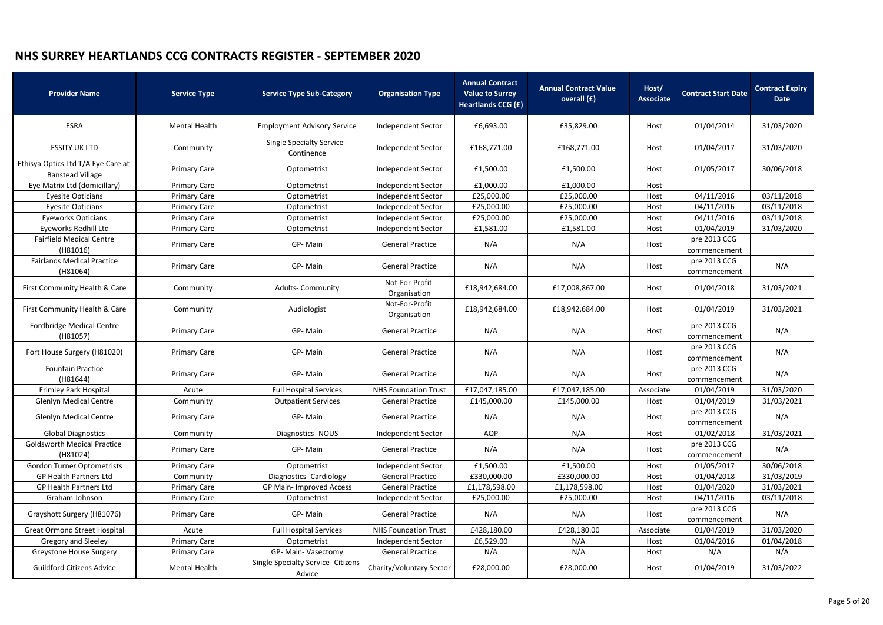# NHS SURREY HEARTLANDS CCG CONTRACTS REGISTER - SEPTEMBER 2020

| Provider Name | Service Type | Service Type Sub-Category | Organisation Type | Annual Contract Value to Surrey Heartlands CCG (£) | Annual Contract Value overall (£) | Host/ Associate | Contract Start Date | Contract Expiry Date |
|---|---|---|---|---|---|---|---|---|
| ESRA | Mental Health | Employment Advisory Service | Independent Sector | £6,693.00 | £35,829.00 | Host | 01/04/2014 | 31/03/2020 |
| ESSITY UK LTD | Community | Single Specialty Service-Continence | Independent Sector | £168,771.00 | £168,771.00 | Host | 01/04/2017 | 31/03/2020 |
| Ethisya Optics Ltd T/A Eye Care at Banstead Village | Primary Care | Optometrist | Independent Sector | £1,500.00 | £1,500.00 | Host | 01/05/2017 | 30/06/2018 |
| Eye Matrix Ltd (domicillary) | Primary Care | Optometrist | Independent Sector | £1,000.00 | £1,000.00 | Host | | |
| Eyesite Opticians | Primary Care | Optometrist | Independent Sector | £25,000.00 | £25,000.00 | Host | 04/11/2016 | 03/11/2018 |
| Eyesite Opticians | Primary Care | Optometrist | Independent Sector | £25,000.00 | £25,000.00 | Host | 04/11/2016 | 03/11/2018 |
| Eyeworks Opticians | Primary Care | Optometrist | Independent Sector | £25,000.00 | £25,000.00 | Host | 04/11/2016 | 03/11/2018 |
| Eyeworks Redhill Ltd | Primary Care | Optometrist | Independent Sector | £1,581.00 | £1,581.00 | Host | 01/04/2019 | 31/03/2020 |
| Fairfield Medical Centre (H81016) | Primary Care | GP- Main | General Practice | N/A | N/A | Host | pre 2013 CCG commencement | |
| Fairlands Medical Practice (H81064) | Primary Care | GP- Main | General Practice | N/A | N/A | Host | pre 2013 CCG commencement | N/A |
| First Community Health & Care | Community | Adults- Community | Not-For-Profit Organisation | £18,942,684.00 | £17,008,867.00 | Host | 01/04/2018 | 31/03/2021 |
| First Community Health & Care | Community | Audiologist | Not-For-Profit Organisation | £18,942,684.00 | £18,942,684.00 | Host | 01/04/2019 | 31/03/2021 |
| Fordbridge Medical Centre (H81057) | Primary Care | GP- Main | General Practice | N/A | N/A | Host | pre 2013 CCG commencement | N/A |
| Fort House Surgery (H81020) | Primary Care | GP- Main | General Practice | N/A | N/A | Host | pre 2013 CCG commencement | N/A |
| Fountain Practice (H81644) | Primary Care | GP- Main | General Practice | N/A | N/A | Host | pre 2013 CCG commencement | N/A |
| Frimley Park Hospital | Acute | Full Hospital Services | NHS Foundation Trust | £17,047,185.00 | £17,047,185.00 | Associate | 01/04/2019 | 31/03/2020 |
| Glenlyn Medical Centre | Community | Outpatient Services | General Practice | £145,000.00 | £145,000.00 | Host | 01/04/2019 | 31/03/2021 |
| Glenlyn Medical Centre | Primary Care | GP- Main | General Practice | N/A | N/A | Host | pre 2013 CCG commencement | N/A |
| Global Diagnostics | Community | Diagnostics- NOUS | Independent Sector | AQP | N/A | Host | 01/02/2018 | 31/03/2021 |
| Goldsworth Medical Practice (H81024) | Primary Care | GP- Main | General Practice | N/A | N/A | Host | pre 2013 CCG commencement | N/A |
| Gordon Turner Optometrists | Primary Care | Optometrist | Independent Sector | £1,500.00 | £1,500.00 | Host | 01/05/2017 | 30/06/2018 |
| GP Health Partners Ltd | Community | Diagnostics- Cardiology | General Practice | £330,000.00 | £330,000.00 | Host | 01/04/2018 | 31/03/2019 |
| GP Health Partners Ltd | Primary Care | GP Main- Improved Access | General Practice | £1,178,598.00 | £1,178,598.00 | Host | 01/04/2020 | 31/03/2021 |
| Graham Johnson | Primary Care | Optometrist | Independent Sector | £25,000.00 | £25,000.00 | Host | 04/11/2016 | 03/11/2018 |
| Grayshott Surgery (H81076) | Primary Care | GP- Main | General Practice | N/A | N/A | Host | pre 2013 CCG commencement | N/A |
| Great Ormond Street Hospital | Acute | Full Hospital Services | NHS Foundation Trust | £428,180.00 | £428,180.00 | Associate | 01/04/2019 | 31/03/2020 |
| Gregory and Sleeley | Primary Care | Optometrist | Independent Sector | £6,529.00 | N/A | Host | 01/04/2016 | 01/04/2018 |
| Greystone House Surgery | Primary Care | GP- Main- Vasectomy | General Practice | N/A | N/A | Host | N/A | N/A |
| Guildford Citizens Advice | Mental Health | Single Specialty Service- Citizens Advice | Charity/Voluntary Sector | £28,000.00 | £28,000.00 | Host | 01/04/2019 | 31/03/2022 |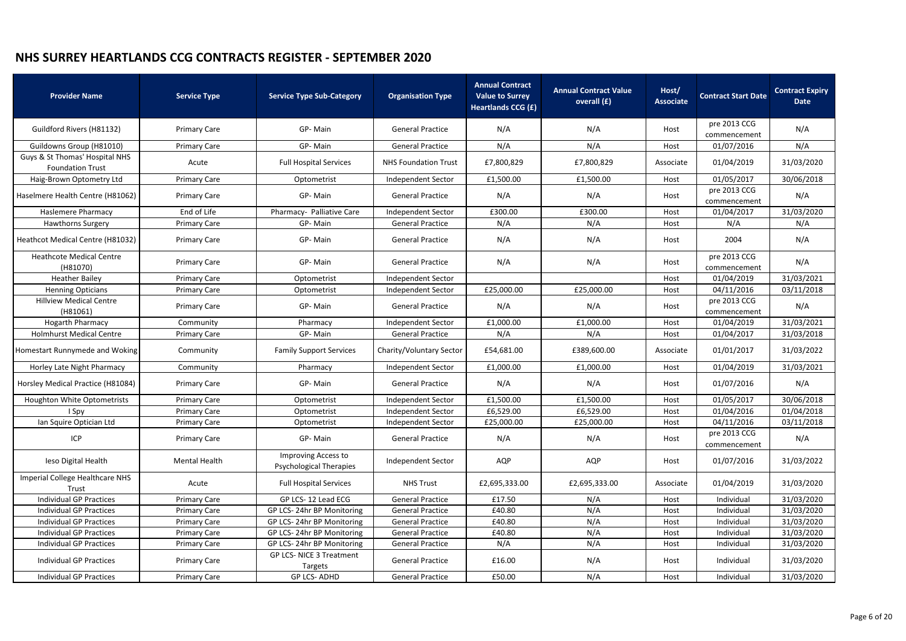# NHS SURREY HEARTLANDS CCG CONTRACTS REGISTER - SEPTEMBER 2020

| Provider Name | Service Type | Service Type Sub-Category | Organisation Type | Annual Contract Value to Surrey Heartlands CCG (£) | Annual Contract Value overall (£) | Host/ Associate | Contract Start Date | Contract Expiry Date |
|---|---|---|---|---|---|---|---|---|
| Guildford Rivers (H81132) | Primary Care | GP- Main | General Practice | N/A | N/A | Host | pre 2013 CCG commencement | N/A |
| Guildowns Group (H81010) | Primary Care | GP- Main | General Practice | N/A | N/A | Host | 01/07/2016 | N/A |
| Guys & St Thomas' Hospital NHS Foundation Trust | Acute | Full Hospital Services | NHS Foundation Trust | £7,800,829 | £7,800,829 | Associate | 01/04/2019 | 31/03/2020 |
| Haig-Brown Optometry Ltd | Primary Care | Optometrist | Independent Sector | £1,500.00 | £1,500.00 | Host | 01/05/2017 | 30/06/2018 |
| Haselmere Health Centre (H81062) | Primary Care | GP- Main | General Practice | N/A | N/A | Host | pre 2013 CCG commencement | N/A |
| Haslemere Pharmacy | End of Life | Pharmacy- Palliative Care | Independent Sector | £300.00 | £300.00 | Host | 01/04/2017 | 31/03/2020 |
| Hawthorns Surgery | Primary Care | GP- Main | General Practice | N/A | N/A | Host | N/A | N/A |
| Heathcot Medical Centre (H81032) | Primary Care | GP- Main | General Practice | N/A | N/A | Host | 2004 | N/A |
| Heathcote Medical Centre (H81070) | Primary Care | GP- Main | General Practice | N/A | N/A | Host | pre 2013 CCG commencement | N/A |
| Heather Bailey | Primary Care | Optometrist | Independent Sector | | | Host | 01/04/2019 | 31/03/2021 |
| Henning Opticians | Primary Care | Optometrist | Independent Sector | £25,000.00 | £25,000.00 | Host | 04/11/2016 | 03/11/2018 |
| Hillview Medical Centre (H81061) | Primary Care | GP- Main | General Practice | N/A | N/A | Host | pre 2013 CCG commencement | N/A |
| Hogarth Pharmacy | Community | Pharmacy | Independent Sector | £1,000.00 | £1,000.00 | Host | 01/04/2019 | 31/03/2021 |
| Holmhurst Medical Centre | Primary Care | GP- Main | General Practice | N/A | N/A | Host | 01/04/2017 | 31/03/2018 |
| Homestart Runnymede and Woking | Community | Family Support Services | Charity/Voluntary Sector | £54,681.00 | £389,600.00 | Associate | 01/01/2017 | 31/03/2022 |
| Horley Late Night Pharmacy | Community | Pharmacy | Independent Sector | £1,000.00 | £1,000.00 | Host | 01/04/2019 | 31/03/2021 |
| Horsley Medical Practice (H81084) | Primary Care | GP- Main | General Practice | N/A | N/A | Host | 01/07/2016 | N/A |
| Houghton White Optometrists | Primary Care | Optometrist | Independent Sector | £1,500.00 | £1,500.00 | Host | 01/05/2017 | 30/06/2018 |
| I Spy | Primary Care | Optometrist | Independent Sector | £6,529.00 | £6,529.00 | Host | 01/04/2016 | 01/04/2018 |
| Ian Squire Optician Ltd | Primary Care | Optometrist | Independent Sector | £25,000.00 | £25,000.00 | Host | 04/11/2016 | 03/11/2018 |
| ICP | Primary Care | GP- Main | General Practice | N/A | N/A | Host | pre 2013 CCG commencement | N/A |
| Ieso Digital Health | Mental Health | Improving Access to Psychological Therapies | Independent Sector | AQP | AQP | Host | 01/07/2016 | 31/03/2022 |
| Imperial College Healthcare NHS Trust | Acute | Full Hospital Services | NHS Trust | £2,695,333.00 | £2,695,333.00 | Associate | 01/04/2019 | 31/03/2020 |
| Individual GP Practices | Primary Care | GP LCS- 12 Lead ECG | General Practice | £17.50 | N/A | Host | Individual | 31/03/2020 |
| Individual GP Practices | Primary Care | GP LCS- 24hr BP Monitoring | General Practice | £40.80 | N/A | Host | Individual | 31/03/2020 |
| Individual GP Practices | Primary Care | GP LCS- 24hr BP Monitoring | General Practice | £40.80 | N/A | Host | Individual | 31/03/2020 |
| Individual GP Practices | Primary Care | GP LCS- 24hr BP Monitoring | General Practice | £40.80 | N/A | Host | Individual | 31/03/2020 |
| Individual GP Practices | Primary Care | GP LCS- 24hr BP Monitoring | General Practice | N/A | N/A | Host | Individual | 31/03/2020 |
| Individual GP Practices | Primary Care | GP LCS- NICE 3 Treatment Targets | General Practice | £16.00 | N/A | Host | Individual | 31/03/2020 |
| Individual GP Practices | Primary Care | GP LCS- ADHD | General Practice | £50.00 | N/A | Host | Individual | 31/03/2020 |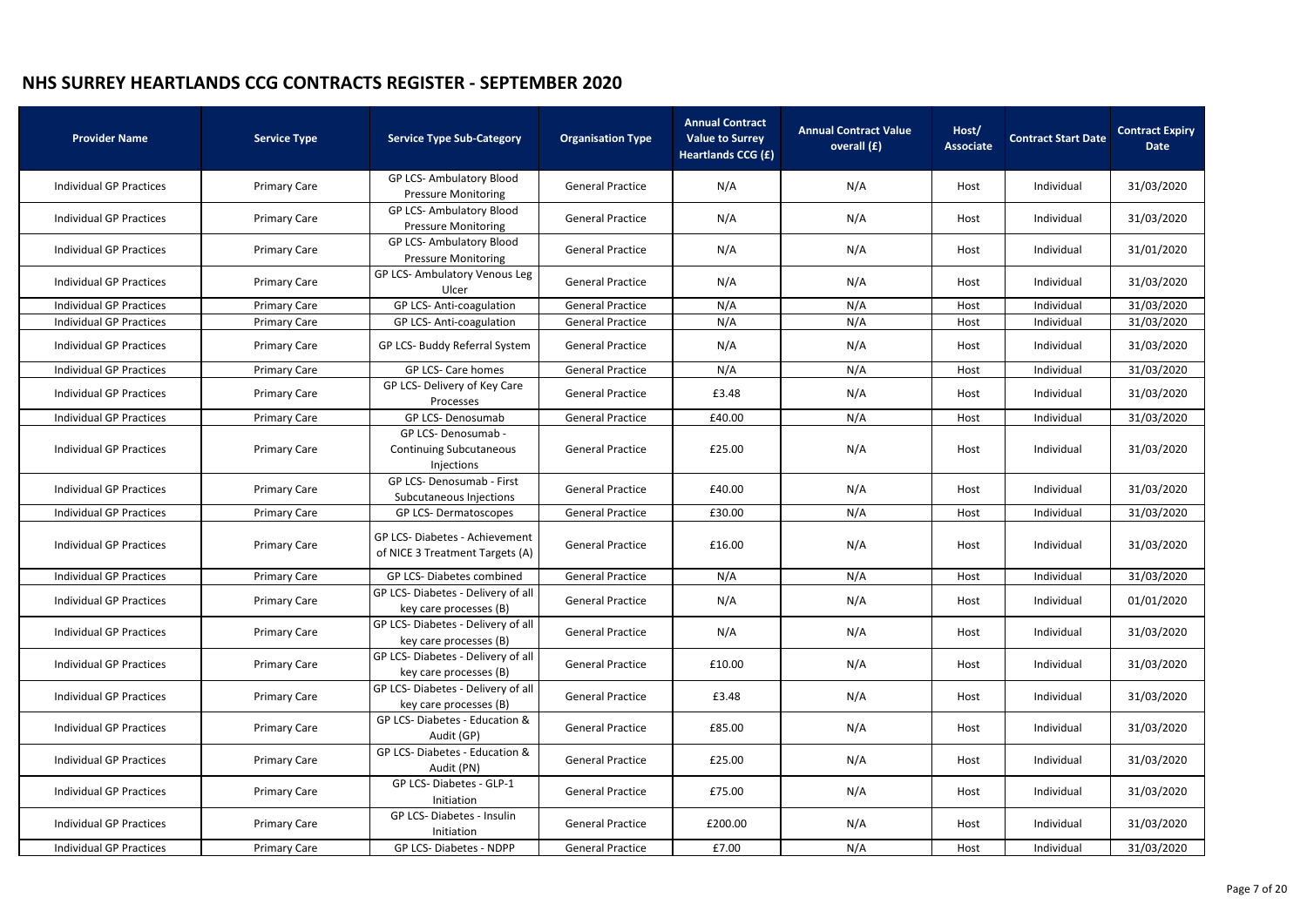# NHS SURREY HEARTLANDS CCG CONTRACTS REGISTER - SEPTEMBER 2020

| Provider Name | Service Type | Service Type Sub-Category | Organisation Type | Annual Contract Value to Surrey Heartlands CCG (£) | Annual Contract Value overall (£) | Host/ Associate | Contract Start Date | Contract Expiry Date |
|---|---|---|---|---|---|---|---|---|
| Individual GP Practices | Primary Care | GP LCS- Ambulatory Blood Pressure Monitoring | General Practice | N/A | N/A | Host | Individual | 31/03/2020 |
| Individual GP Practices | Primary Care | GP LCS- Ambulatory Blood Pressure Monitoring | General Practice | N/A | N/A | Host | Individual | 31/03/2020 |
| Individual GP Practices | Primary Care | GP LCS- Ambulatory Blood Pressure Monitoring | General Practice | N/A | N/A | Host | Individual | 31/01/2020 |
| Individual GP Practices | Primary Care | GP LCS- Ambulatory Venous Leg Ulcer | General Practice | N/A | N/A | Host | Individual | 31/03/2020 |
| Individual GP Practices | Primary Care | GP LCS- Anti-coagulation | General Practice | N/A | N/A | Host | Individual | 31/03/2020 |
| Individual GP Practices | Primary Care | GP LCS- Anti-coagulation | General Practice | N/A | N/A | Host | Individual | 31/03/2020 |
| Individual GP Practices | Primary Care | GP LCS- Buddy Referral System | General Practice | N/A | N/A | Host | Individual | 31/03/2020 |
| Individual GP Practices | Primary Care | GP LCS- Care homes | General Practice | N/A | N/A | Host | Individual | 31/03/2020 |
| Individual GP Practices | Primary Care | GP LCS- Delivery of Key Care Processes | General Practice | £3.48 | N/A | Host | Individual | 31/03/2020 |
| Individual GP Practices | Primary Care | GP LCS- Denosumab | General Practice | £40.00 | N/A | Host | Individual | 31/03/2020 |
| Individual GP Practices | Primary Care | GP LCS- Denosumab - Continuing Subcutaneous Injections | General Practice | £25.00 | N/A | Host | Individual | 31/03/2020 |
| Individual GP Practices | Primary Care | GP LCS- Denosumab - First Subcutaneous Injections | General Practice | £40.00 | N/A | Host | Individual | 31/03/2020 |
| Individual GP Practices | Primary Care | GP LCS- Dermatoscopes | General Practice | £30.00 | N/A | Host | Individual | 31/03/2020 |
| Individual GP Practices | Primary Care | GP LCS- Diabetes - Achievement of NICE 3 Treatment Targets (A) | General Practice | £16.00 | N/A | Host | Individual | 31/03/2020 |
| Individual GP Practices | Primary Care | GP LCS- Diabetes combined | General Practice | N/A | N/A | Host | Individual | 31/03/2020 |
| Individual GP Practices | Primary Care | GP LCS- Diabetes - Delivery of all key care processes (B) | General Practice | N/A | N/A | Host | Individual | 01/01/2020 |
| Individual GP Practices | Primary Care | GP LCS- Diabetes - Delivery of all key care processes (B) | General Practice | N/A | N/A | Host | Individual | 31/03/2020 |
| Individual GP Practices | Primary Care | GP LCS- Diabetes - Delivery of all key care processes (B) | General Practice | £10.00 | N/A | Host | Individual | 31/03/2020 |
| Individual GP Practices | Primary Care | GP LCS- Diabetes - Delivery of all key care processes (B) | General Practice | £3.48 | N/A | Host | Individual | 31/03/2020 |
| Individual GP Practices | Primary Care | GP LCS- Diabetes - Education & Audit (GP) | General Practice | £85.00 | N/A | Host | Individual | 31/03/2020 |
| Individual GP Practices | Primary Care | GP LCS- Diabetes - Education & Audit (PN) | General Practice | £25.00 | N/A | Host | Individual | 31/03/2020 |
| Individual GP Practices | Primary Care | GP LCS- Diabetes - GLP-1 Initiation | General Practice | £75.00 | N/A | Host | Individual | 31/03/2020 |
| Individual GP Practices | Primary Care | GP LCS- Diabetes - Insulin Initiation | General Practice | £200.00 | N/A | Host | Individual | 31/03/2020 |
| Individual GP Practices | Primary Care | GP LCS- Diabetes - NDPP | General Practice | £7.00 | N/A | Host | Individual | 31/03/2020 |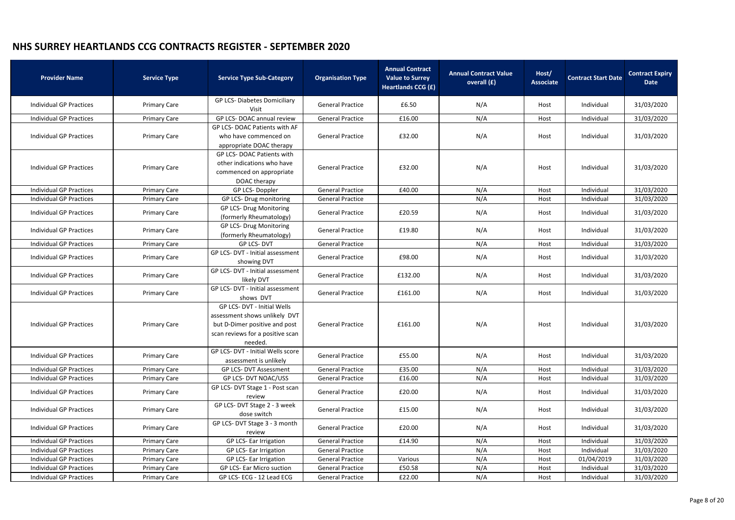# NHS SURREY HEARTLANDS CCG CONTRACTS REGISTER - SEPTEMBER 2020

| Provider Name | Service Type | Service Type Sub-Category | Organisation Type | Annual Contract Value to Surrey Heartlands CCG (£) | Annual Contract Value overall (£) | Host/ Associate | Contract Start Date | Contract Expiry Date |
|---|---|---|---|---|---|---|---|---|
| Individual GP Practices | Primary Care | GP LCS- Diabetes Domiciliary Visit | General Practice | £6.50 | N/A | Host | Individual | 31/03/2020 |
| Individual GP Practices | Primary Care | GP LCS- DOAC annual review | General Practice | £16.00 | N/A | Host | Individual | 31/03/2020 |
| Individual GP Practices | Primary Care | GP LCS- DOAC Patients with AF who have commenced on appropriate DOAC therapy | General Practice | £32.00 | N/A | Host | Individual | 31/03/2020 |
| Individual GP Practices | Primary Care | GP LCS- DOAC Patients with other indications who have commenced on appropriate DOAC therapy | General Practice | £32.00 | N/A | Host | Individual | 31/03/2020 |
| Individual GP Practices | Primary Care | GP LCS- Doppler | General Practice | £40.00 | N/A | Host | Individual | 31/03/2020 |
| Individual GP Practices | Primary Care | GP LCS- Drug monitoring | General Practice | | N/A | Host | Individual | 31/03/2020 |
| Individual GP Practices | Primary Care | GP LCS- Drug Monitoring (formerly Rheumatology) | General Practice | £20.59 | N/A | Host | Individual | 31/03/2020 |
| Individual GP Practices | Primary Care | GP LCS- Drug Monitoring (formerly Rheumatology) | General Practice | £19.80 | N/A | Host | Individual | 31/03/2020 |
| Individual GP Practices | Primary Care | GP LCS- DVT | General Practice | | N/A | Host | Individual | 31/03/2020 |
| Individual GP Practices | Primary Care | GP LCS- DVT - Initial assessment showing DVT | General Practice | £98.00 | N/A | Host | Individual | 31/03/2020 |
| Individual GP Practices | Primary Care | GP LCS- DVT - Initial assessment likely DVT | General Practice | £132.00 | N/A | Host | Individual | 31/03/2020 |
| Individual GP Practices | Primary Care | GP LCS- DVT - Initial assessment shows DVT | General Practice | £161.00 | N/A | Host | Individual | 31/03/2020 |
| Individual GP Practices | Primary Care | GP LCS- DVT - Initial Wells assessment shows unlikely DVT but D-Dimer positive and post scan reviews for a positive scan needed. | General Practice | £161.00 | N/A | Host | Individual | 31/03/2020 |
| Individual GP Practices | Primary Care | GP LCS- DVT - Initial Wells score assessment is unlikely | General Practice | £55.00 | N/A | Host | Individual | 31/03/2020 |
| Individual GP Practices | Primary Care | GP LCS- DVT Assessment | General Practice | £35.00 | N/A | Host | Individual | 31/03/2020 |
| Individual GP Practices | Primary Care | GP LCS- DVT NOAC/USS | General Practice | £16.00 | N/A | Host | Individual | 31/03/2020 |
| Individual GP Practices | Primary Care | GP LCS- DVT Stage 1 - Post scan review | General Practice | £20.00 | N/A | Host | Individual | 31/03/2020 |
| Individual GP Practices | Primary Care | GP LCS- DVT Stage 2 - 3 week dose switch | General Practice | £15.00 | N/A | Host | Individual | 31/03/2020 |
| Individual GP Practices | Primary Care | GP LCS- DVT Stage 3 - 3 month review | General Practice | £20.00 | N/A | Host | Individual | 31/03/2020 |
| Individual GP Practices | Primary Care | GP LCS- Ear Irrigation | General Practice | £14.90 | N/A | Host | Individual | 31/03/2020 |
| Individual GP Practices | Primary Care | GP LCS- Ear Irrigation | General Practice | | N/A | Host | Individual | 31/03/2020 |
| Individual GP Practices | Primary Care | GP LCS- Ear Irrigation | General Practice | Various | N/A | Host | 01/04/2019 | 31/03/2020 |
| Individual GP Practices | Primary Care | GP LCS- Ear Micro suction | General Practice | £50.58 | N/A | Host | Individual | 31/03/2020 |
| Individual GP Practices | Primary Care | GP LCS- ECG - 12 Lead ECG | General Practice | £22.00 | N/A | Host | Individual | 31/03/2020 |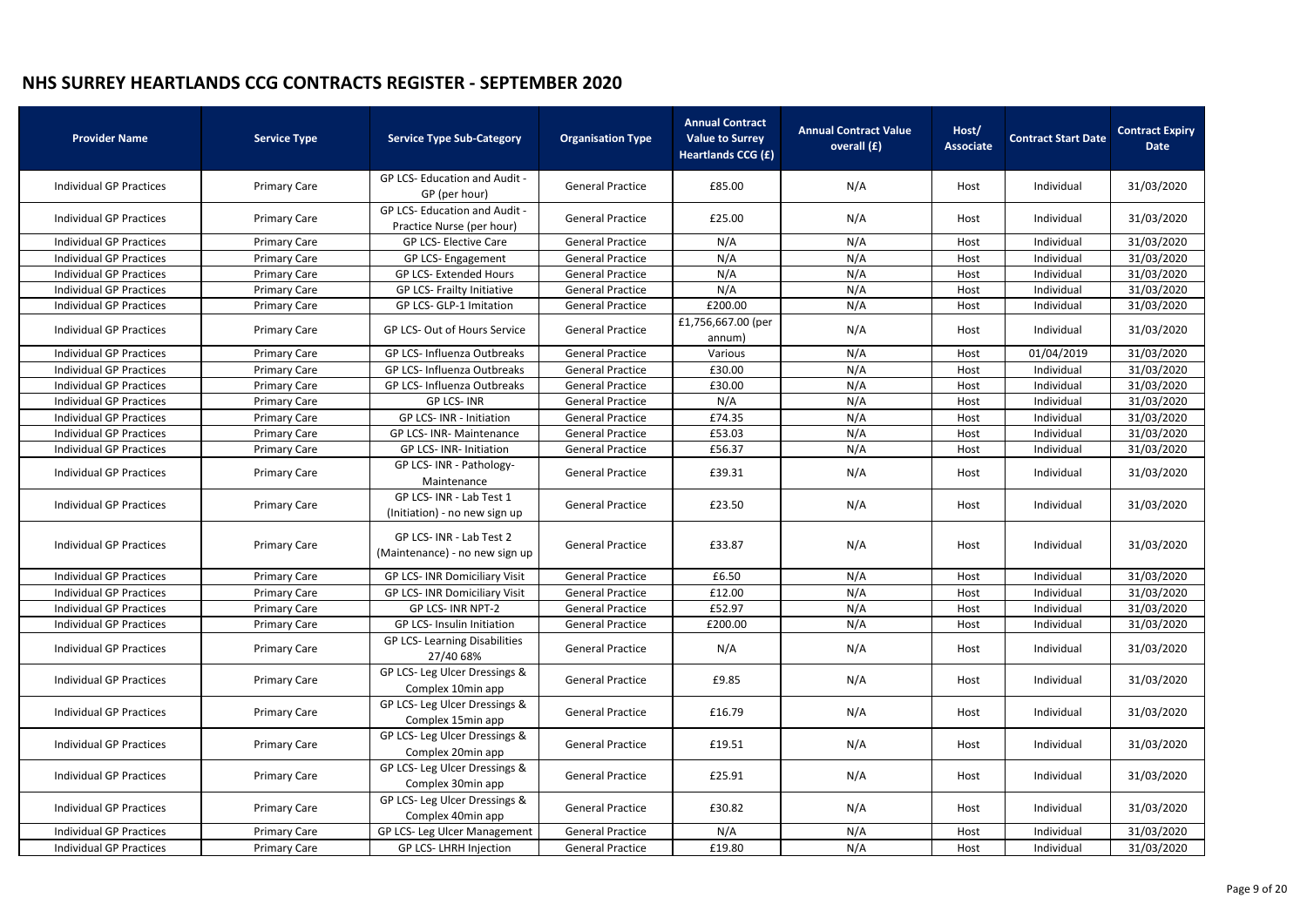# NHS SURREY HEARTLANDS CCG CONTRACTS REGISTER - SEPTEMBER 2020

| Provider Name | Service Type | Service Type Sub-Category | Organisation Type | Annual Contract Value to Surrey Heartlands CCG (£) | Annual Contract Value overall (£) | Host/ Associate | Contract Start Date | Contract Expiry Date |
|---|---|---|---|---|---|---|---|---|
| Individual GP Practices | Primary Care | GP LCS- Education and Audit - GP (per hour) | General Practice | £85.00 | N/A | Host | Individual | 31/03/2020 |
| Individual GP Practices | Primary Care | GP LCS- Education and Audit - Practice Nurse (per hour) | General Practice | £25.00 | N/A | Host | Individual | 31/03/2020 |
| Individual GP Practices | Primary Care | GP LCS- Elective Care | General Practice | N/A | N/A | Host | Individual | 31/03/2020 |
| Individual GP Practices | Primary Care | GP LCS- Engagement | General Practice | N/A | N/A | Host | Individual | 31/03/2020 |
| Individual GP Practices | Primary Care | GP LCS- Extended Hours | General Practice | N/A | N/A | Host | Individual | 31/03/2020 |
| Individual GP Practices | Primary Care | GP LCS- Frailty Initiative | General Practice | N/A | N/A | Host | Individual | 31/03/2020 |
| Individual GP Practices | Primary Care | GP LCS- GLP-1 Imitation | General Practice | £200.00 | N/A | Host | Individual | 31/03/2020 |
| Individual GP Practices | Primary Care | GP LCS- Out of Hours Service | General Practice | £1,756,667.00 (per annum) | N/A | Host | Individual | 31/03/2020 |
| Individual GP Practices | Primary Care | GP LCS- Influenza Outbreaks | General Practice | Various | N/A | Host | 01/04/2019 | 31/03/2020 |
| Individual GP Practices | Primary Care | GP LCS- Influenza Outbreaks | General Practice | £30.00 | N/A | Host | Individual | 31/03/2020 |
| Individual GP Practices | Primary Care | GP LCS- Influenza Outbreaks | General Practice | £30.00 | N/A | Host | Individual | 31/03/2020 |
| Individual GP Practices | Primary Care | GP LCS- INR | General Practice | N/A | N/A | Host | Individual | 31/03/2020 |
| Individual GP Practices | Primary Care | GP LCS- INR - Initiation | General Practice | £74.35 | N/A | Host | Individual | 31/03/2020 |
| Individual GP Practices | Primary Care | GP LCS- INR- Maintenance | General Practice | £53.03 | N/A | Host | Individual | 31/03/2020 |
| Individual GP Practices | Primary Care | GP LCS- INR- Initiation | General Practice | £56.37 | N/A | Host | Individual | 31/03/2020 |
| Individual GP Practices | Primary Care | GP LCS- INR - Pathology- Maintenance | General Practice | £39.31 | N/A | Host | Individual | 31/03/2020 |
| Individual GP Practices | Primary Care | GP LCS- INR - Lab Test 1 (Initiation) - no new sign up | General Practice | £23.50 | N/A | Host | Individual | 31/03/2020 |
| Individual GP Practices | Primary Care | GP LCS- INR - Lab Test 2 (Maintenance) - no new sign up | General Practice | £33.87 | N/A | Host | Individual | 31/03/2020 |
| Individual GP Practices | Primary Care | GP LCS- INR Domiciliary Visit | General Practice | £6.50 | N/A | Host | Individual | 31/03/2020 |
| Individual GP Practices | Primary Care | GP LCS- INR Domiciliary Visit | General Practice | £12.00 | N/A | Host | Individual | 31/03/2020 |
| Individual GP Practices | Primary Care | GP LCS- INR NPT-2 | General Practice | £52.97 | N/A | Host | Individual | 31/03/2020 |
| Individual GP Practices | Primary Care | GP LCS- Insulin Initiation | General Practice | £200.00 | N/A | Host | Individual | 31/03/2020 |
| Individual GP Practices | Primary Care | GP LCS- Learning Disabilities 27/40 68% | General Practice | N/A | N/A | Host | Individual | 31/03/2020 |
| Individual GP Practices | Primary Care | GP LCS- Leg Ulcer Dressings & Complex 10min app | General Practice | £9.85 | N/A | Host | Individual | 31/03/2020 |
| Individual GP Practices | Primary Care | GP LCS- Leg Ulcer Dressings & Complex 15min app | General Practice | £16.79 | N/A | Host | Individual | 31/03/2020 |
| Individual GP Practices | Primary Care | GP LCS- Leg Ulcer Dressings & Complex 20min app | General Practice | £19.51 | N/A | Host | Individual | 31/03/2020 |
| Individual GP Practices | Primary Care | GP LCS- Leg Ulcer Dressings & Complex 30min app | General Practice | £25.91 | N/A | Host | Individual | 31/03/2020 |
| Individual GP Practices | Primary Care | GP LCS- Leg Ulcer Dressings & Complex 40min app | General Practice | £30.82 | N/A | Host | Individual | 31/03/2020 |
| Individual GP Practices | Primary Care | GP LCS- Leg Ulcer Management | General Practice | N/A | N/A | Host | Individual | 31/03/2020 |
| Individual GP Practices | Primary Care | GP LCS- LHRH Injection | General Practice | £19.80 | N/A | Host | Individual | 31/03/2020 |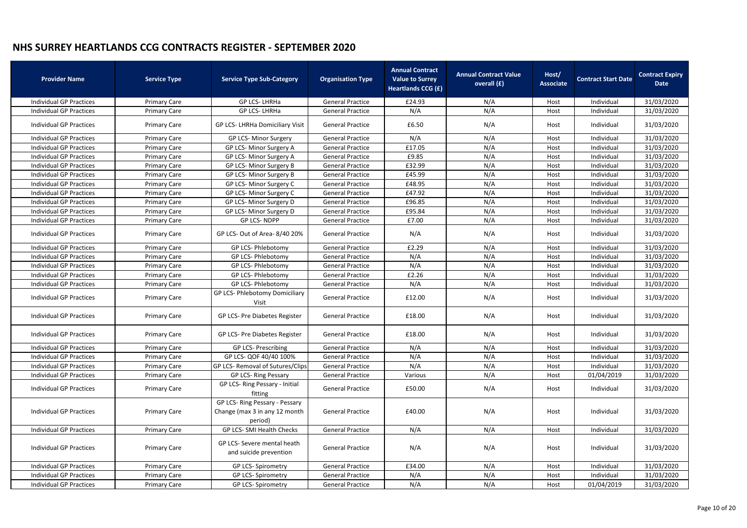# NHS SURREY HEARTLANDS CCG CONTRACTS REGISTER - SEPTEMBER 2020

| Provider Name | Service Type | Service Type Sub-Category | Organisation Type | Annual Contract Value to Surrey Heartlands CCG (£) | Annual Contract Value overall (£) | Host/ Associate | Contract Start Date | Contract Expiry Date |
|---|---|---|---|---|---|---|---|---|
| Individual GP Practices | Primary Care | GP LCS- LHRHa | General Practice | £24.93 | N/A | Host | Individual | 31/03/2020 |
| Individual GP Practices | Primary Care | GP LCS- LHRHa | General Practice | N/A | N/A | Host | Individual | 31/03/2020 |
| Individual GP Practices | Primary Care | GP LCS- LHRHa Domiciliary Visit | General Practice | £6.50 | N/A | Host | Individual | 31/03/2020 |
| Individual GP Practices | Primary Care | GP LCS- Minor Surgery | General Practice | N/A | N/A | Host | Individual | 31/03/2020 |
| Individual GP Practices | Primary Care | GP LCS- Minor Surgery A | General Practice | £17.05 | N/A | Host | Individual | 31/03/2020 |
| Individual GP Practices | Primary Care | GP LCS- Minor Surgery A | General Practice | £9.85 | N/A | Host | Individual | 31/03/2020 |
| Individual GP Practices | Primary Care | GP LCS- Minor Surgery B | General Practice | £32.99 | N/A | Host | Individual | 31/03/2020 |
| Individual GP Practices | Primary Care | GP LCS- Minor Surgery B | General Practice | £45.99 | N/A | Host | Individual | 31/03/2020 |
| Individual GP Practices | Primary Care | GP LCS- Minor Surgery C | General Practice | £48.95 | N/A | Host | Individual | 31/03/2020 |
| Individual GP Practices | Primary Care | GP LCS- Minor Surgery C | General Practice | £47.92 | N/A | Host | Individual | 31/03/2020 |
| Individual GP Practices | Primary Care | GP LCS- Minor Surgery D | General Practice | £96.85 | N/A | Host | Individual | 31/03/2020 |
| Individual GP Practices | Primary Care | GP LCS- Minor Surgery D | General Practice | £95.84 | N/A | Host | Individual | 31/03/2020 |
| Individual GP Practices | Primary Care | GP LCS- NDPP | General Practice | £7.00 | N/A | Host | Individual | 31/03/2020 |
| Individual GP Practices | Primary Care | GP LCS- Out of Area- 8/40 20% | General Practice | N/A | N/A | Host | Individual | 31/03/2020 |
| Individual GP Practices | Primary Care | GP LCS- Phlebotomy | General Practice | £2.29 | N/A | Host | Individual | 31/03/2020 |
| Individual GP Practices | Primary Care | GP LCS- Phlebotomy | General Practice | N/A | N/A | Host | Individual | 31/03/2020 |
| Individual GP Practices | Primary Care | GP LCS- Phlebotomy | General Practice | N/A | N/A | Host | Individual | 31/03/2020 |
| Individual GP Practices | Primary Care | GP LCS- Phlebotomy | General Practice | £2.26 | N/A | Host | Individual | 31/03/2020 |
| Individual GP Practices | Primary Care | GP LCS- Phlebotomy | General Practice | N/A | N/A | Host | Individual | 31/03/2020 |
| Individual GP Practices | Primary Care | GP LCS- Phlebotomy Domiciliary Visit | General Practice | £12.00 | N/A | Host | Individual | 31/03/2020 |
| Individual GP Practices | Primary Care | GP LCS- Pre Diabetes Register | General Practice | £18.00 | N/A | Host | Individual | 31/03/2020 |
| Individual GP Practices | Primary Care | GP LCS- Pre Diabetes Register | General Practice | £18.00 | N/A | Host | Individual | 31/03/2020 |
| Individual GP Practices | Primary Care | GP LCS- Prescribing | General Practice | N/A | N/A | Host | Individual | 31/03/2020 |
| Individual GP Practices | Primary Care | GP LCS- QOF 40/40 100% | General Practice | N/A | N/A | Host | Individual | 31/03/2020 |
| Individual GP Practices | Primary Care | GP LCS- Removal of Sutures/Clips | General Practice | N/A | N/A | Host | Individual | 31/03/2020 |
| Individual GP Practices | Primary Care | GP LCS- Ring Pessary | General Practice | Various | N/A | Host | 01/04/2019 | 31/03/2020 |
| Individual GP Practices | Primary Care | GP LCS- Ring Pessary - Initial fitting | General Practice | £50.00 | N/A | Host | Individual | 31/03/2020 |
| Individual GP Practices | Primary Care | GP LCS- Ring Pessary - Pessary Change (max 3 in any 12 month period) | General Practice | £40.00 | N/A | Host | Individual | 31/03/2020 |
| Individual GP Practices | Primary Care | GP LCS- SMI Health Checks | General Practice | N/A | N/A | Host | Individual | 31/03/2020 |
| Individual GP Practices | Primary Care | GP LCS- Severe mental heath and suicide prevention | General Practice | N/A | N/A | Host | Individual | 31/03/2020 |
| Individual GP Practices | Primary Care | GP LCS- Spirometry | General Practice | £34.00 | N/A | Host | Individual | 31/03/2020 |
| Individual GP Practices | Primary Care | GP LCS- Spirometry | General Practice | N/A | N/A | Host | Individual | 31/03/2020 |
| Individual GP Practices | Primary Care | GP LCS- Spirometry | General Practice | N/A | N/A | Host | 01/04/2019 | 31/03/2020 |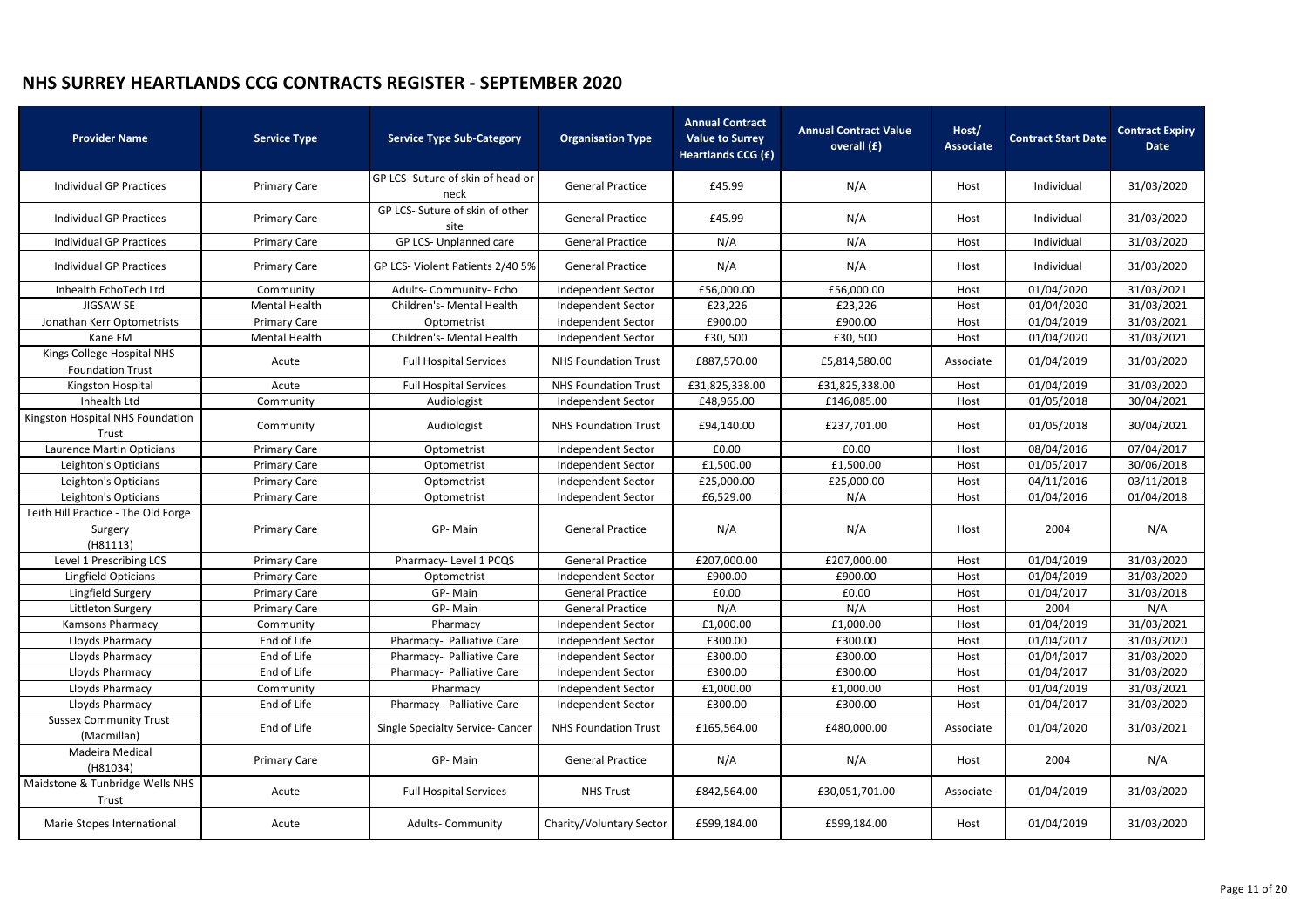# NHS SURREY HEARTLANDS CCG CONTRACTS REGISTER - SEPTEMBER 2020

| Provider Name | Service Type | Service Type Sub-Category | Organisation Type | Annual Contract Value to Surrey Heartlands CCG (£) | Annual Contract Value overall (£) | Host/ Associate | Contract Start Date | Contract Expiry Date |
|---|---|---|---|---|---|---|---|---|
| Individual GP Practices | Primary Care | GP LCS- Suture of skin of head or neck | General Practice | £45.99 | N/A | Host | Individual | 31/03/2020 |
| Individual GP Practices | Primary Care | GP LCS- Suture of skin of other site | General Practice | £45.99 | N/A | Host | Individual | 31/03/2020 |
| Individual GP Practices | Primary Care | GP LCS- Unplanned care | General Practice | N/A | N/A | Host | Individual | 31/03/2020 |
| Individual GP Practices | Primary Care | GP LCS- Violent Patients 2/40 5% | General Practice | N/A | N/A | Host | Individual | 31/03/2020 |
| Inhealth EchoTech Ltd | Community | Adults- Community- Echo | Independent Sector | £56,000.00 | £56,000.00 | Host | 01/04/2020 | 31/03/2021 |
| JIGSAW SE | Mental Health | Children's- Mental Health | Independent Sector | £23,226 | £23,226 | Host | 01/04/2020 | 31/03/2021 |
| Jonathan Kerr Optometrists | Primary Care | Optometrist | Independent Sector | £900.00 | £900.00 | Host | 01/04/2019 | 31/03/2021 |
| Kane FM | Mental Health | Children's- Mental Health | Independent Sector | £30, 500 | £30, 500 | Host | 01/04/2020 | 31/03/2021 |
| Kings College Hospital NHS Foundation Trust | Acute | Full Hospital Services | NHS Foundation Trust | £887,570.00 | £5,814,580.00 | Associate | 01/04/2019 | 31/03/2020 |
| Kingston Hospital | Acute | Full Hospital Services | NHS Foundation Trust | £31,825,338.00 | £31,825,338.00 | Host | 01/04/2019 | 31/03/2020 |
| Inhealth Ltd | Community | Audiologist | Independent Sector | £48,965.00 | £146,085.00 | Host | 01/05/2018 | 30/04/2021 |
| Kingston Hospital NHS Foundation Trust | Community | Audiologist | NHS Foundation Trust | £94,140.00 | £237,701.00 | Host | 01/05/2018 | 30/04/2021 |
| Laurence Martin Opticians | Primary Care | Optometrist | Independent Sector | £0.00 | £0.00 | Host | 08/04/2016 | 07/04/2017 |
| Leighton's Opticians | Primary Care | Optometrist | Independent Sector | £1,500.00 | £1,500.00 | Host | 01/05/2017 | 30/06/2018 |
| Leighton's Opticians | Primary Care | Optometrist | Independent Sector | £25,000.00 | £25,000.00 | Host | 04/11/2016 | 03/11/2018 |
| Leighton's Opticians | Primary Care | Optometrist | Independent Sector | £6,529.00 | N/A | Host | 01/04/2016 | 01/04/2018 |
| Leith Hill Practice - The Old Forge Surgery (H81113) | Primary Care | GP- Main | General Practice | N/A | N/A | Host | 2004 | N/A |
| Level 1 Prescribing LCS | Primary Care | Pharmacy- Level 1 PCQS | General Practice | £207,000.00 | £207,000.00 | Host | 01/04/2019 | 31/03/2020 |
| Lingfield Opticians | Primary Care | Optometrist | Independent Sector | £900.00 | £900.00 | Host | 01/04/2019 | 31/03/2020 |
| Lingfield Surgery | Primary Care | GP- Main | General Practice | £0.00 | £0.00 | Host | 01/04/2017 | 31/03/2018 |
| Littleton Surgery | Primary Care | GP- Main | General Practice | N/A | N/A | Host | 2004 | N/A |
| Kamsons Pharmacy | Community | Pharmacy | Independent Sector | £1,000.00 | £1,000.00 | Host | 01/04/2019 | 31/03/2021 |
| Lloyds Pharmacy | End of Life | Pharmacy- Palliative Care | Independent Sector | £300.00 | £300.00 | Host | 01/04/2017 | 31/03/2020 |
| Lloyds Pharmacy | End of Life | Pharmacy- Palliative Care | Independent Sector | £300.00 | £300.00 | Host | 01/04/2017 | 31/03/2020 |
| Lloyds Pharmacy | End of Life | Pharmacy- Palliative Care | Independent Sector | £300.00 | £300.00 | Host | 01/04/2017 | 31/03/2020 |
| Lloyds Pharmacy | Community | Pharmacy | Independent Sector | £1,000.00 | £1,000.00 | Host | 01/04/2019 | 31/03/2021 |
| Lloyds Pharmacy | End of Life | Pharmacy- Palliative Care | Independent Sector | £300.00 | £300.00 | Host | 01/04/2017 | 31/03/2020 |
| Sussex Community Trust (Macmillan) | End of Life | Single Specialty Service- Cancer | NHS Foundation Trust | £165,564.00 | £480,000.00 | Associate | 01/04/2020 | 31/03/2021 |
| Madeira Medical (H81034) | Primary Care | GP- Main | General Practice | N/A | N/A | Host | 2004 | N/A |
| Maidstone & Tunbridge Wells NHS Trust | Acute | Full Hospital Services | NHS Trust | £842,564.00 | £30,051,701.00 | Associate | 01/04/2019 | 31/03/2020 |
| Marie Stopes International | Acute | Adults- Community | Charity/Voluntary Sector | £599,184.00 | £599,184.00 | Host | 01/04/2019 | 31/03/2020 |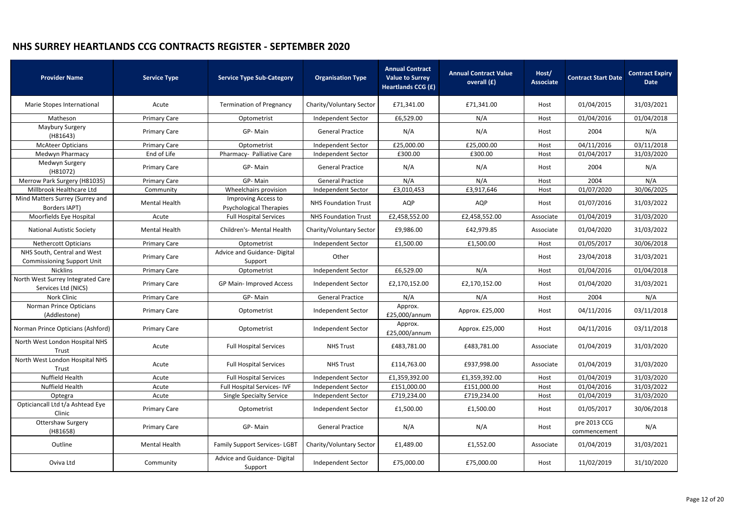# NHS SURREY HEARTLANDS CCG CONTRACTS REGISTER - SEPTEMBER 2020

| Provider Name | Service Type | Service Type Sub-Category | Organisation Type | Annual Contract Value to Surrey Heartlands CCG (£) | Annual Contract Value overall (£) | Host/ Associate | Contract Start Date | Contract Expiry Date |
|---|---|---|---|---|---|---|---|---|
| Marie Stopes International | Acute | Termination of Pregnancy | Charity/Voluntary Sector | £71,341.00 | £71,341.00 | Host | 01/04/2015 | 31/03/2021 |
| Matheson | Primary Care | Optometrist | Independent Sector | £6,529.00 | N/A | Host | 01/04/2016 | 01/04/2018 |
| Maybury Surgery (H81643) | Primary Care | GP- Main | General Practice | N/A | N/A | Host | 2004 | N/A |
| McAteer Opticians | Primary Care | Optometrist | Independent Sector | £25,000.00 | £25,000.00 | Host | 04/11/2016 | 03/11/2018 |
| Medwyn Pharmacy | End of Life | Pharmacy- Palliative Care | Independent Sector | £300.00 | £300.00 | Host | 01/04/2017 | 31/03/2020 |
| Medwyn Surgery (H81072) | Primary Care | GP- Main | General Practice | N/A | N/A | Host | 2004 | N/A |
| Merrow Park Surgery (H81035) | Primary Care | GP- Main | General Practice | N/A | N/A | Host | 2004 | N/A |
| Millbrook Healthcare Ltd | Community | Wheelchairs provision | Independent Sector | £3,010,453 | £3,917,646 | Host | 01/07/2020 | 30/06/2025 |
| Mind Matters Surrey (Surrey and Borders IAPT) | Mental Health | Improving Access to Psychological Therapies | NHS Foundation Trust | AQP | AQP | Host | 01/07/2016 | 31/03/2022 |
| Moorfields Eye Hospital | Acute | Full Hospital Services | NHS Foundation Trust | £2,458,552.00 | £2,458,552.00 | Associate | 01/04/2019 | 31/03/2020 |
| National Autistic Society | Mental Health | Children's- Mental Health | Charity/Voluntary Sector | £9,986.00 | £42,979.85 | Associate | 01/04/2020 | 31/03/2022 |
| Nethercott Opticians | Primary Care | Optometrist | Independent Sector | £1,500.00 | £1,500.00 | Host | 01/05/2017 | 30/06/2018 |
| NHS South, Central and West Commissioning Support Unit | Primary Care | Advice and Guidance- Digital Support | Other | | | Host | 23/04/2018 | 31/03/2021 |
| Nicklins | Primary Care | Optometrist | Independent Sector | £6,529.00 | N/A | Host | 01/04/2016 | 01/04/2018 |
| North West Surrey Integrated Care Services Ltd (NICS) | Primary Care | GP Main- Improved Access | Independent Sector | £2,170,152.00 | £2,170,152.00 | Host | 01/04/2020 | 31/03/2021 |
| Nork Clinic | Primary Care | GP- Main | General Practice | N/A | N/A | Host | 2004 | N/A |
| Norman Prince Opticians (Addlestone) | Primary Care | Optometrist | Independent Sector | Approx. £25,000/annum | Approx. £25,000 | Host | 04/11/2016 | 03/11/2018 |
| Norman Prince Opticians (Ashford) | Primary Care | Optometrist | Independent Sector | Approx. £25,000/annum | Approx. £25,000 | Host | 04/11/2016 | 03/11/2018 |
| North West London Hospital NHS Trust | Acute | Full Hospital Services | NHS Trust | £483,781.00 | £483,781.00 | Associate | 01/04/2019 | 31/03/2020 |
| North West London Hospital NHS Trust | Acute | Full Hospital Services | NHS Trust | £114,763.00 | £937,998.00 | Associate | 01/04/2019 | 31/03/2020 |
| Nuffield Health | Acute | Full Hospital Services | Independent Sector | £1,359,392.00 | £1,359,392.00 | Host | 01/04/2019 | 31/03/2020 |
| Nuffield Health | Acute | Full Hospital Services- IVF | Independent Sector | £151,000.00 | £151,000.00 | Host | 01/04/2016 | 31/03/2022 |
| Optegra | Acute | Single Specialty Service | Independent Sector | £719,234.00 | £719,234.00 | Host | 01/04/2019 | 31/03/2020 |
| Opticiancall Ltd t/a Ashtead Eye Clinic | Primary Care | Optometrist | Independent Sector | £1,500.00 | £1,500.00 | Host | 01/05/2017 | 30/06/2018 |
| Ottershaw Surgery (H81658) | Primary Care | GP- Main | General Practice | N/A | N/A | Host | pre 2013 CCG commencement | N/A |
| Outline | Mental Health | Family Support Services- LGBT | Charity/Voluntary Sector | £1,489.00 | £1,552.00 | Associate | 01/04/2019 | 31/03/2021 |
| Oviva Ltd | Community | Advice and Guidance- Digital Support | Independent Sector | £75,000.00 | £75,000.00 | Host | 11/02/2019 | 31/10/2020 |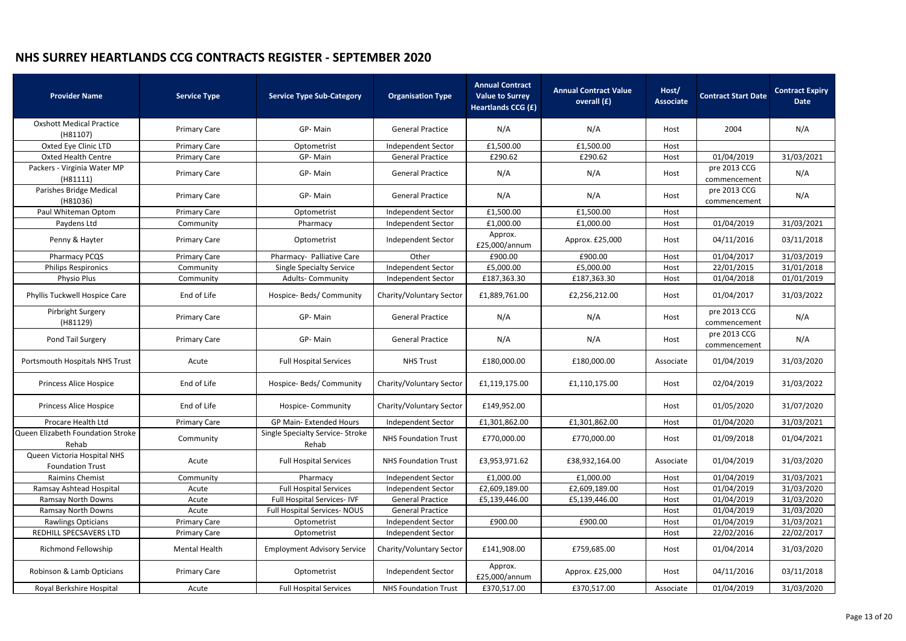# NHS SURREY HEARTLANDS CCG CONTRACTS REGISTER - SEPTEMBER 2020

| Provider Name | Service Type | Service Type Sub-Category | Organisation Type | Annual Contract Value to Surrey Heartlands CCG (£) | Annual Contract Value overall (£) | Host/ Associate | Contract Start Date | Contract Expiry Date |
|---|---|---|---|---|---|---|---|---|
| Oxshott Medical Practice (H81107) | Primary Care | GP- Main | General Practice | N/A | N/A | Host | 2004 | N/A |
| Oxted Eye Clinic LTD | Primary Care | Optometrist | Independent Sector | £1,500.00 | £1,500.00 | Host | | |
| Oxted Health Centre | Primary Care | GP- Main | General Practice | £290.62 | £290.62 | Host | 01/04/2019 | 31/03/2021 |
| Packers - Virginia Water MP (H81111) | Primary Care | GP- Main | General Practice | N/A | N/A | Host | pre 2013 CCG commencement | N/A |
| Parishes Bridge Medical (H81036) | Primary Care | GP- Main | General Practice | N/A | N/A | Host | pre 2013 CCG commencement | N/A |
| Paul Whiteman Optom | Primary Care | Optometrist | Independent Sector | £1,500.00 | £1,500.00 | Host | | |
| Paydens Ltd | Community | Pharmacy | Independent Sector | £1,000.00 | £1,000.00 | Host | 01/04/2019 | 31/03/2021 |
| Penny & Hayter | Primary Care | Optometrist | Independent Sector | Approx. £25,000/annum | Approx. £25,000 | Host | 04/11/2016 | 03/11/2018 |
| Pharmacy PCQS | Primary Care | Pharmacy- Palliative Care | Other | £900.00 | £900.00 | Host | 01/04/2017 | 31/03/2019 |
| Philips Respironics | Community | Single Specialty Service | Independent Sector | £5,000.00 | £5,000.00 | Host | 22/01/2015 | 31/01/2018 |
| Physio Plus | Community | Adults- Community | Independent Sector | £187,363.30 | £187,363.30 | Host | 01/04/2018 | 01/01/2019 |
| Phyllis Tuckwell Hospice Care | End of Life | Hospice- Beds/ Community | Charity/Voluntary Sector | £1,889,761.00 | £2,256,212.00 | Host | 01/04/2017 | 31/03/2022 |
| Pirbright Surgery (H81129) | Primary Care | GP- Main | General Practice | N/A | N/A | Host | pre 2013 CCG commencement | N/A |
| Pond Tail Surgery | Primary Care | GP- Main | General Practice | N/A | N/A | Host | pre 2013 CCG commencement | N/A |
| Portsmouth Hospitals NHS Trust | Acute | Full Hospital Services | NHS Trust | £180,000.00 | £180,000.00 | Associate | 01/04/2019 | 31/03/2020 |
| Princess Alice Hospice | End of Life | Hospice- Beds/ Community | Charity/Voluntary Sector | £1,119,175.00 | £1,110,175.00 | Host | 02/04/2019 | 31/03/2022 |
| Princess Alice Hospice | End of Life | Hospice- Community | Charity/Voluntary Sector | £149,952.00 | | Host | 01/05/2020 | 31/07/2020 |
| Procare Health Ltd | Primary Care | GP Main- Extended Hours | Independent Sector | £1,301,862.00 | £1,301,862.00 | Host | 01/04/2020 | 31/03/2021 |
| Queen Elizabeth Foundation Stroke Rehab | Community | Single Specialty Service- Stroke Rehab | NHS Foundation Trust | £770,000.00 | £770,000.00 | Host | 01/09/2018 | 01/04/2021 |
| Queen Victoria Hospital NHS Foundation Trust | Acute | Full Hospital Services | NHS Foundation Trust | £3,953,971.62 | £38,932,164.00 | Associate | 01/04/2019 | 31/03/2020 |
| Raimins Chemist | Community | Pharmacy | Independent Sector | £1,000.00 | £1,000.00 | Host | 01/04/2019 | 31/03/2021 |
| Ramsay Ashtead Hospital | Acute | Full Hospital Services | Independent Sector | £2,609,189.00 | £2,609,189.00 | Host | 01/04/2019 | 31/03/2020 |
| Ramsay North Downs | Acute | Full Hospital Services- IVF | General Practice | £5,139,446.00 | £5,139,446.00 | Host | 01/04/2019 | 31/03/2020 |
| Ramsay North Downs | Acute | Full Hospital Services- NOUS | General Practice | | | Host | 01/04/2019 | 31/03/2020 |
| Rawlings Opticians | Primary Care | Optometrist | Independent Sector | £900.00 | £900.00 | Host | 01/04/2019 | 31/03/2021 |
| REDHILL SPECSAVERS LTD | Primary Care | Optometrist | Independent Sector | | | Host | 22/02/2016 | 22/02/2017 |
| Richmond Fellowship | Mental Health | Employment Advisory Service | Charity/Voluntary Sector | £141,908.00 | £759,685.00 | Host | 01/04/2014 | 31/03/2020 |
| Robinson & Lamb Opticians | Primary Care | Optometrist | Independent Sector | Approx. £25,000/annum | Approx. £25,000 | Host | 04/11/2016 | 03/11/2018 |
| Royal Berkshire Hospital | Acute | Full Hospital Services | NHS Foundation Trust | £370,517.00 | £370,517.00 | Associate | 01/04/2019 | 31/03/2020 |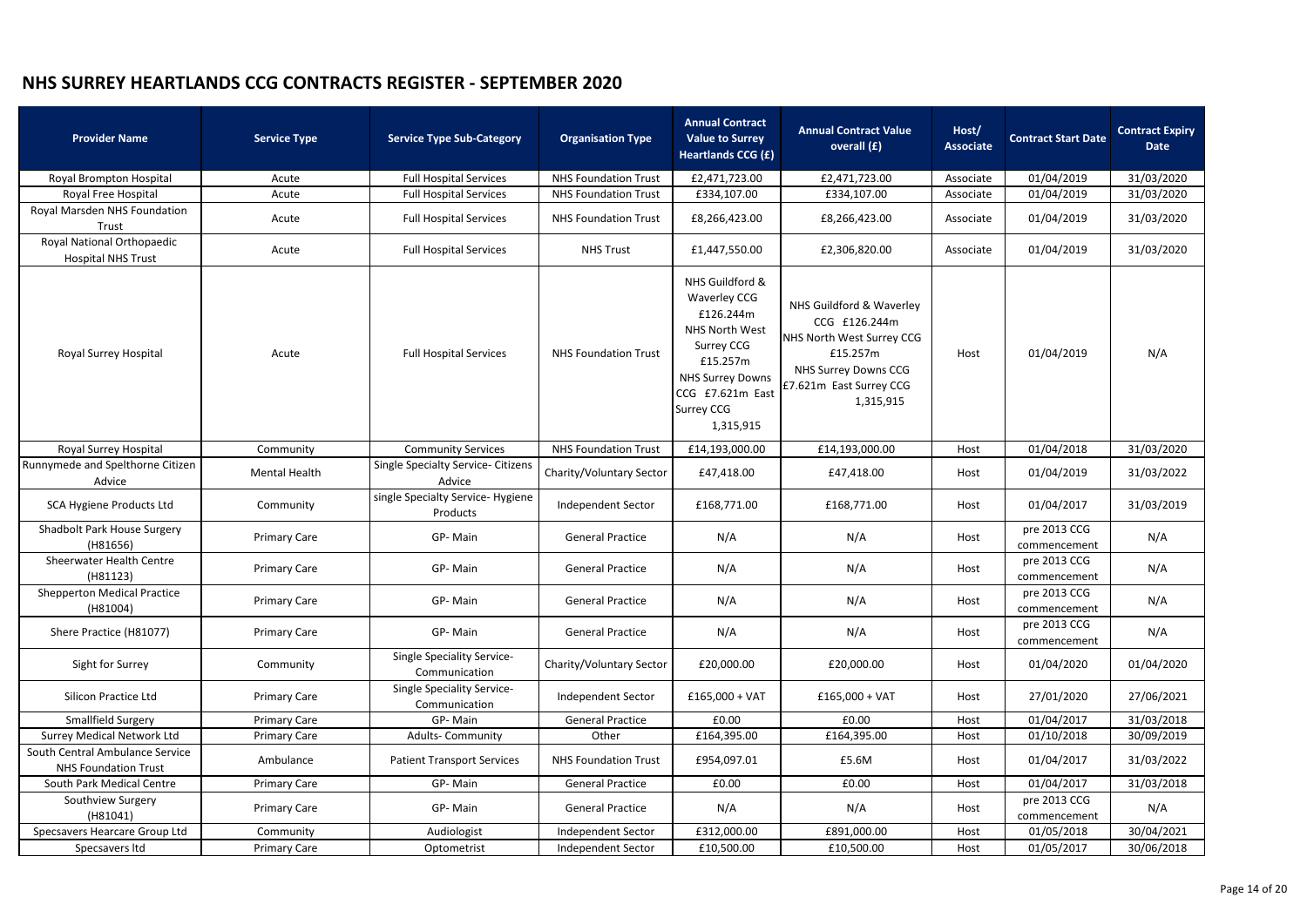# NHS SURREY HEARTLANDS CCG CONTRACTS REGISTER - SEPTEMBER 2020

| Provider Name | Service Type | Service Type Sub-Category | Organisation Type | Annual Contract Value to Surrey Heartlands CCG (£) | Annual Contract Value overall (£) | Host/ Associate | Contract Start Date | Contract Expiry Date |
|---|---|---|---|---|---|---|---|---|
| Royal Brompton Hospital | Acute | Full Hospital Services | NHS Foundation Trust | £2,471,723.00 | £2,471,723.00 | Associate | 01/04/2019 | 31/03/2020 |
| Royal Free Hospital | Acute | Full Hospital Services | NHS Foundation Trust | £334,107.00 | £334,107.00 | Associate | 01/04/2019 | 31/03/2020 |
| Royal Marsden NHS Foundation Trust | Acute | Full Hospital Services | NHS Foundation Trust | £8,266,423.00 | £8,266,423.00 | Associate | 01/04/2019 | 31/03/2020 |
| Royal National Orthopaedic Hospital NHS Trust | Acute | Full Hospital Services | NHS Trust | £1,447,550.00 | £2,306,820.00 | Associate | 01/04/2019 | 31/03/2020 |
| Royal Surrey Hospital | Acute | Full Hospital Services | NHS Foundation Trust | NHS Guildford & Waverley CCG £126.244m NHS North West Surrey CCG £15.257m NHS Surrey Downs CCG £7.621m East Surrey CCG 1,315,915 | NHS Guildford & Waverley CCG £126.244m NHS North West Surrey CCG £15.257m NHS Surrey Downs CCG £7.621m East Surrey CCG 1,315,915 | Host | 01/04/2019 | N/A |
| Royal Surrey Hospital | Community | Community Services | NHS Foundation Trust | £14,193,000.00 | £14,193,000.00 | Host | 01/04/2018 | 31/03/2020 |
| Runnymede and Spelthorne Citizen Advice | Mental Health | Single Specialty Service- Citizens Advice | Charity/Voluntary Sector | £47,418.00 | £47,418.00 | Host | 01/04/2019 | 31/03/2022 |
| SCA Hygiene Products Ltd | Community | single Specialty Service- Hygiene Products | Independent Sector | £168,771.00 | £168,771.00 | Host | 01/04/2017 | 31/03/2019 |
| Shadbolt Park House Surgery (H81656) | Primary Care | GP- Main | General Practice | N/A | N/A | Host | pre 2013 CCG commencement | N/A |
| Sheerwater Health Centre (H81123) | Primary Care | GP- Main | General Practice | N/A | N/A | Host | pre 2013 CCG commencement | N/A |
| Shepperton Medical Practice (H81004) | Primary Care | GP- Main | General Practice | N/A | N/A | Host | pre 2013 CCG commencement | N/A |
| Shere Practice (H81077) | Primary Care | GP- Main | General Practice | N/A | N/A | Host | pre 2013 CCG commencement | N/A |
| Sight for Surrey | Community | Single Speciality Service- Communication | Charity/Voluntary Sector | £20,000.00 | £20,000.00 | Host | 01/04/2020 | 01/04/2020 |
| Silicon Practice Ltd | Primary Care | Single Speciality Service- Communication | Independent Sector | £165,000 + VAT | £165,000 + VAT | Host | 27/01/2020 | 27/06/2021 |
| Smallfield Surgery | Primary Care | GP- Main | General Practice | £0.00 | £0.00 | Host | 01/04/2017 | 31/03/2018 |
| Surrey Medical Network Ltd | Primary Care | Adults- Community | Other | £164,395.00 | £164,395.00 | Host | 01/10/2018 | 30/09/2019 |
| South Central Ambulance Service NHS Foundation Trust | Ambulance | Patient Transport Services | NHS Foundation Trust | £954,097.01 | £5.6M | Host | 01/04/2017 | 31/03/2022 |
| South Park Medical Centre | Primary Care | GP- Main | General Practice | £0.00 | £0.00 | Host | 01/04/2017 | 31/03/2018 |
| Southview Surgery (H81041) | Primary Care | GP- Main | General Practice | N/A | N/A | Host | pre 2013 CCG commencement | N/A |
| Specsavers Hearcare Group Ltd | Community | Audiologist | Independent Sector | £312,000.00 | £891,000.00 | Host | 01/05/2018 | 30/04/2021 |
| Specsavers ltd | Primary Care | Optometrist | Independent Sector | £10,500.00 | £10,500.00 | Host | 01/05/2017 | 30/06/2018 |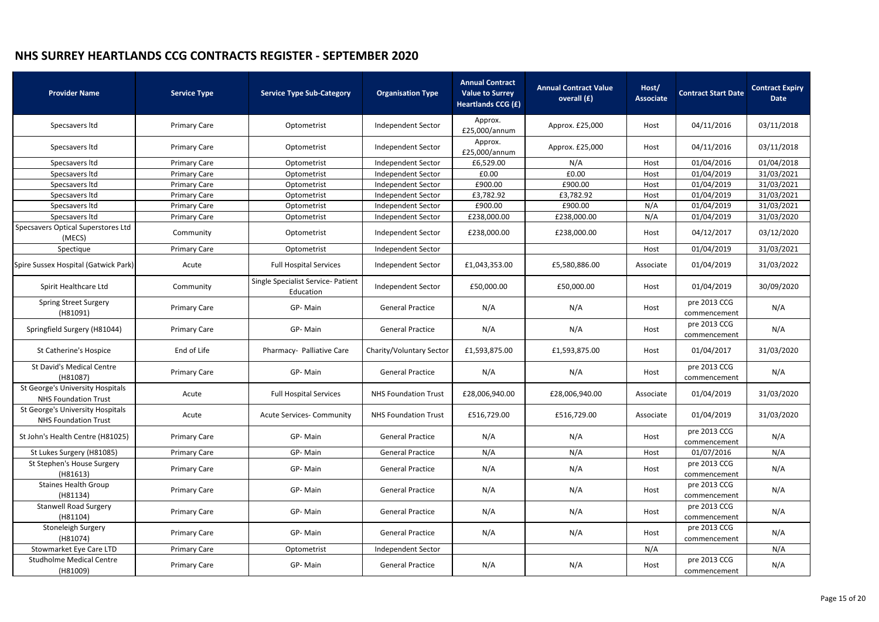## NHS SURREY HEARTLANDS CCG CONTRACTS REGISTER - SEPTEMBER 2020

| Provider Name | Service Type | Service Type Sub-Category | Organisation Type | Annual Contract Value to Surrey Heartlands CCG (£) | Annual Contract Value overall (£) | Host/ Associate | Contract Start Date | Contract Expiry Date |
|---|---|---|---|---|---|---|---|---|
| Specsavers ltd | Primary Care | Optometrist | Independent Sector | Approx. £25,000/annum | Approx. £25,000 | Host | 04/11/2016 | 03/11/2018 |
| Specsavers ltd | Primary Care | Optometrist | Independent Sector | Approx. £25,000/annum | Approx. £25,000 | Host | 04/11/2016 | 03/11/2018 |
| Specsavers ltd | Primary Care | Optometrist | Independent Sector | £6,529.00 | N/A | Host | 01/04/2016 | 01/04/2018 |
| Specsavers ltd | Primary Care | Optometrist | Independent Sector | £0.00 | £0.00 | Host | 01/04/2019 | 31/03/2021 |
| Specsavers ltd | Primary Care | Optometrist | Independent Sector | £900.00 | £900.00 | Host | 01/04/2019 | 31/03/2021 |
| Specsavers ltd | Primary Care | Optometrist | Independent Sector | £3,782.92 | £3,782.92 | Host | 01/04/2019 | 31/03/2021 |
| Specsavers ltd | Primary Care | Optometrist | Independent Sector | £900.00 | £900.00 | N/A | 01/04/2019 | 31/03/2021 |
| Specsavers ltd | Primary Care | Optometrist | Independent Sector | £238,000.00 | £238,000.00 | N/A | 01/04/2019 | 31/03/2020 |
| Specsavers Optical Superstores Ltd (MECS) | Community | Optometrist | Independent Sector | £238,000.00 | £238,000.00 | Host | 04/12/2017 | 03/12/2020 |
| Spectique | Primary Care | Optometrist | Independent Sector | | | Host | 01/04/2019 | 31/03/2021 |
| Spire Sussex Hospital (Gatwick Park) | Acute | Full Hospital Services | Independent Sector | £1,043,353.00 | £5,580,886.00 | Associate | 01/04/2019 | 31/03/2022 |
| Spirit Healthcare Ltd | Community | Single Specialist Service- Patient Education | Independent Sector | £50,000.00 | £50,000.00 | Host | 01/04/2019 | 30/09/2020 |
| Spring Street Surgery (H81091) | Primary Care | GP- Main | General Practice | N/A | N/A | Host | pre 2013 CCG commencement | N/A |
| Springfield Surgery (H81044) | Primary Care | GP- Main | General Practice | N/A | N/A | Host | pre 2013 CCG commencement | N/A |
| St Catherine's Hospice | End of Life | Pharmacy- Palliative Care | Charity/Voluntary Sector | £1,593,875.00 | £1,593,875.00 | Host | 01/04/2017 | 31/03/2020 |
| St David's Medical Centre (H81087) | Primary Care | GP- Main | General Practice | N/A | N/A | Host | pre 2013 CCG commencement | N/A |
| St George's University Hospitals NHS Foundation Trust | Acute | Full Hospital Services | NHS Foundation Trust | £28,006,940.00 | £28,006,940.00 | Associate | 01/04/2019 | 31/03/2020 |
| St George's University Hospitals NHS Foundation Trust | Acute | Acute Services- Community | NHS Foundation Trust | £516,729.00 | £516,729.00 | Associate | 01/04/2019 | 31/03/2020 |
| St John's Health Centre (H81025) | Primary Care | GP- Main | General Practice | N/A | N/A | Host | pre 2013 CCG commencement | N/A |
| St Lukes Surgery (H81085) | Primary Care | GP- Main | General Practice | N/A | N/A | Host | 01/07/2016 | N/A |
| St Stephen's House Surgery (H81613) | Primary Care | GP- Main | General Practice | N/A | N/A | Host | pre 2013 CCG commencement | N/A |
| Staines Health Group (H81134) | Primary Care | GP- Main | General Practice | N/A | N/A | Host | pre 2013 CCG commencement | N/A |
| Stanwell Road Surgery (H81104) | Primary Care | GP- Main | General Practice | N/A | N/A | Host | pre 2013 CCG commencement | N/A |
| Stoneleigh Surgery (H81074) | Primary Care | GP- Main | General Practice | N/A | N/A | Host | pre 2013 CCG commencement | N/A |
| Stowmarket Eye Care LTD | Primary Care | Optometrist | Independent Sector | | | N/A | | N/A |
| Studholme Medical Centre (H81009) | Primary Care | GP- Main | General Practice | N/A | N/A | Host | pre 2013 CCG commencement | N/A |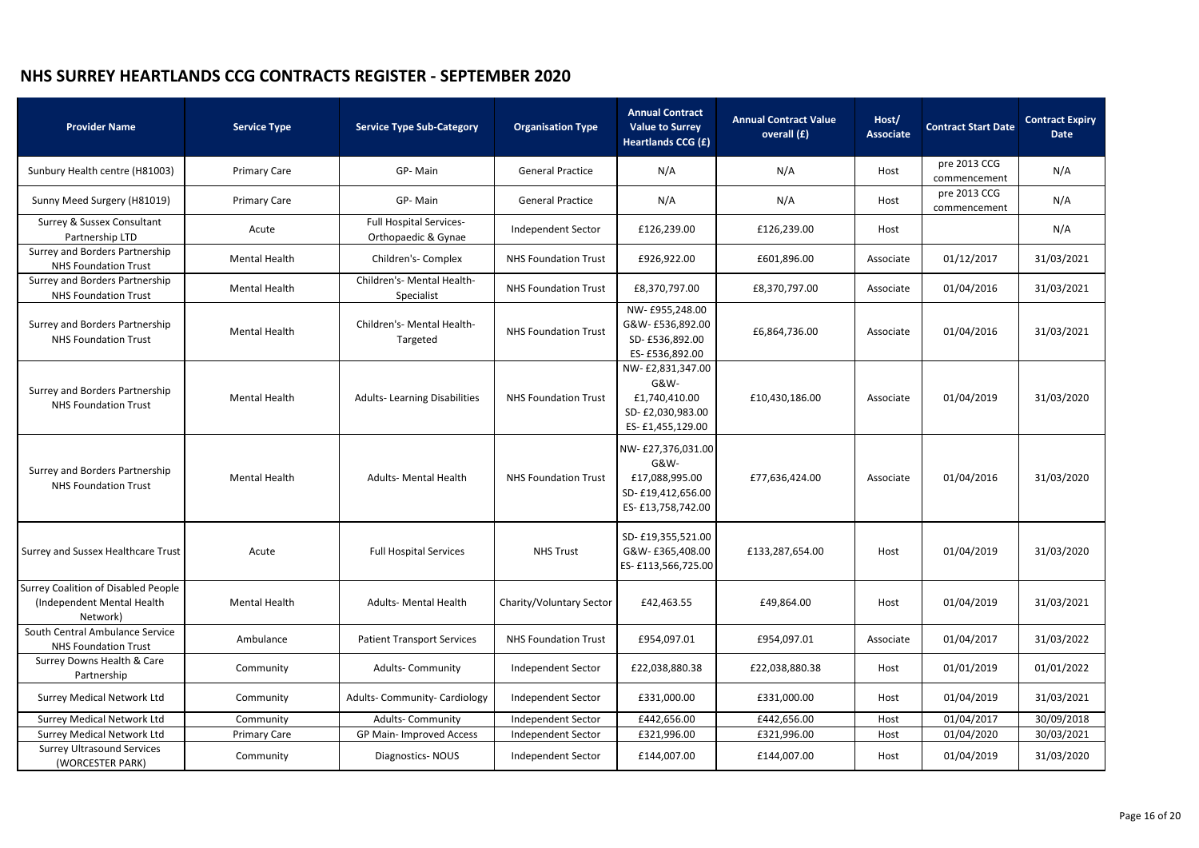# NHS SURREY HEARTLANDS CCG CONTRACTS REGISTER - SEPTEMBER 2020

| Provider Name | Service Type | Service Type Sub-Category | Organisation Type | Annual Contract Value to Surrey Heartlands CCG (£) | Annual Contract Value overall (£) | Host/ Associate | Contract Start Date | Contract Expiry Date |
|---|---|---|---|---|---|---|---|---|
| Sunbury Health centre (H81003) | Primary Care | GP- Main | General Practice | N/A | N/A | Host | pre 2013 CCG commencement | N/A |
| Sunny Meed Surgery (H81019) | Primary Care | GP- Main | General Practice | N/A | N/A | Host | pre 2013 CCG commencement | N/A |
| Surrey & Sussex Consultant Partnership LTD | Acute | Full Hospital Services- Orthopaedic & Gynae | Independent Sector | £126,239.00 | £126,239.00 | Host | | N/A |
| Surrey and Borders Partnership NHS Foundation Trust | Mental Health | Children's- Complex | NHS Foundation Trust | £926,922.00 | £601,896.00 | Associate | 01/12/2017 | 31/03/2021 |
| Surrey and Borders Partnership NHS Foundation Trust | Mental Health | Children's- Mental Health- Specialist | NHS Foundation Trust | £8,370,797.00 | £8,370,797.00 | Associate | 01/04/2016 | 31/03/2021 |
| Surrey and Borders Partnership NHS Foundation Trust | Mental Health | Children's- Mental Health- Targeted | NHS Foundation Trust | NW- £955,248.00 G&W- £536,892.00 SD- £536,892.00 ES- £536,892.00 | £6,864,736.00 | Associate | 01/04/2016 | 31/03/2021 |
| Surrey and Borders Partnership NHS Foundation Trust | Mental Health | Adults- Learning Disabilities | NHS Foundation Trust | NW- £2,831,347.00 G&W- £1,740,410.00 SD- £2,030,983.00 ES- £1,455,129.00 | £10,430,186.00 | Associate | 01/04/2019 | 31/03/2020 |
| Surrey and Borders Partnership NHS Foundation Trust | Mental Health | Adults- Mental Health | NHS Foundation Trust | NW- £27,376,031.00 G&W- £17,088,995.00 SD- £19,412,656.00 ES- £13,758,742.00 | £77,636,424.00 | Associate | 01/04/2016 | 31/03/2020 |
| Surrey and Sussex Healthcare Trust | Acute | Full Hospital Services | NHS Trust | SD- £19,355,521.00 G&W- £365,408.00 ES- £113,566,725.00 | £133,287,654.00 | Host | 01/04/2019 | 31/03/2020 |
| Surrey Coalition of Disabled People (Independent Mental Health Network) | Mental Health | Adults- Mental Health | Charity/Voluntary Sector | £42,463.55 | £49,864.00 | Host | 01/04/2019 | 31/03/2021 |
| South Central Ambulance Service NHS Foundation Trust | Ambulance | Patient Transport Services | NHS Foundation Trust | £954,097.01 | £954,097.01 | Associate | 01/04/2017 | 31/03/2022 |
| Surrey Downs Health & Care Partnership | Community | Adults- Community | Independent Sector | £22,038,880.38 | £22,038,880.38 | Host | 01/01/2019 | 01/01/2022 |
| Surrey Medical Network Ltd | Community | Adults- Community- Cardiology | Independent Sector | £331,000.00 | £331,000.00 | Host | 01/04/2019 | 31/03/2021 |
| Surrey Medical Network Ltd | Community | Adults- Community | Independent Sector | £442,656.00 | £442,656.00 | Host | 01/04/2017 | 30/09/2018 |
| Surrey Medical Network Ltd | Primary Care | GP Main- Improved Access | Independent Sector | £321,996.00 | £321,996.00 | Host | 01/04/2020 | 30/03/2021 |
| Surrey Ultrasound Services (WORCESTER PARK) | Community | Diagnostics- NOUS | Independent Sector | £144,007.00 | £144,007.00 | Host | 01/04/2019 | 31/03/2020 |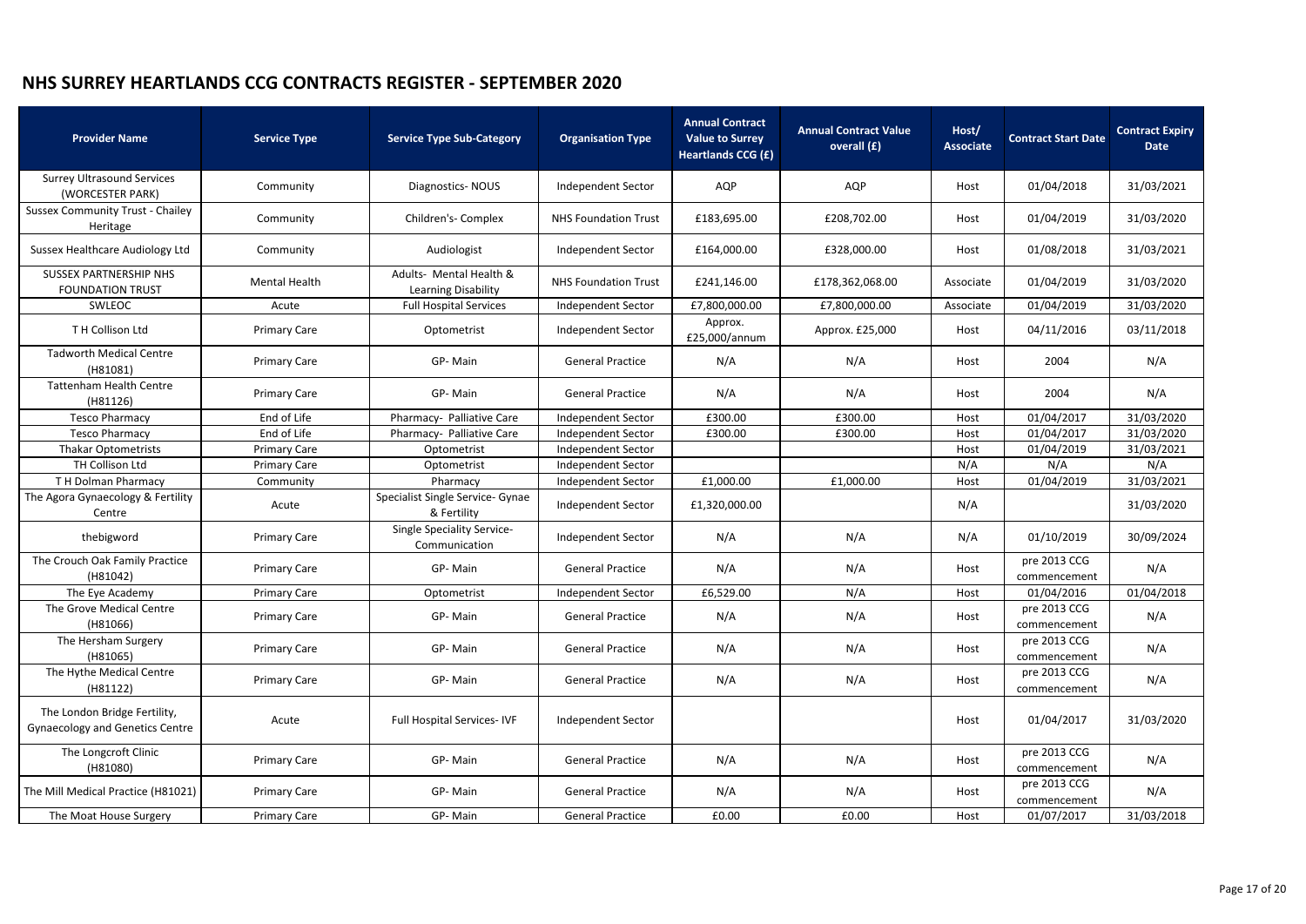# NHS SURREY HEARTLANDS CCG CONTRACTS REGISTER - SEPTEMBER 2020

| Provider Name | Service Type | Service Type Sub-Category | Organisation Type | Annual Contract Value to Surrey Heartlands CCG (£) | Annual Contract Value overall (£) | Host/ Associate | Contract Start Date | Contract Expiry Date |
|---|---|---|---|---|---|---|---|---|
| Surrey Ultrasound Services (WORCESTER PARK) | Community | Diagnostics- NOUS | Independent Sector | AQP | AQP | Host | 01/04/2018 | 31/03/2021 |
| Sussex Community Trust - Chailey Heritage | Community | Children's- Complex | NHS Foundation Trust | £183,695.00 | £208,702.00 | Host | 01/04/2019 | 31/03/2020 |
| Sussex Healthcare Audiology Ltd | Community | Audiologist | Independent Sector | £164,000.00 | £328,000.00 | Host | 01/08/2018 | 31/03/2021 |
| SUSSEX PARTNERSHIP NHS FOUNDATION TRUST | Mental Health | Adults- Mental Health & Learning Disability | NHS Foundation Trust | £241,146.00 | £178,362,068.00 | Associate | 01/04/2019 | 31/03/2020 |
| SWLEOC | Acute | Full Hospital Services | Independent Sector | £7,800,000.00 | £7,800,000.00 | Associate | 01/04/2019 | 31/03/2020 |
| T H Collison Ltd | Primary Care | Optometrist | Independent Sector | Approx. £25,000/annum | Approx. £25,000 | Host | 04/11/2016 | 03/11/2018 |
| Tadworth Medical Centre (H81081) | Primary Care | GP- Main | General Practice | N/A | N/A | Host | 2004 | N/A |
| Tattenham Health Centre (H81126) | Primary Care | GP- Main | General Practice | N/A | N/A | Host | 2004 | N/A |
| Tesco Pharmacy | End of Life | Pharmacy- Palliative Care | Independent Sector | £300.00 | £300.00 | Host | 01/04/2017 | 31/03/2020 |
| Tesco Pharmacy | End of Life | Pharmacy- Palliative Care | Independent Sector | £300.00 | £300.00 | Host | 01/04/2017 | 31/03/2020 |
| Thakar Optometrists | Primary Care | Optometrist | Independent Sector | | | Host | 01/04/2019 | 31/03/2021 |
| TH Collison Ltd | Primary Care | Optometrist | Independent Sector | | | N/A | N/A | N/A |
| T H Dolman Pharmacy | Community | Pharmacy | Independent Sector | £1,000.00 | £1,000.00 | Host | 01/04/2019 | 31/03/2021 |
| The Agora Gynaecology & Fertility Centre | Acute | Specialist Single Service- Gynae & Fertility | Independent Sector | £1,320,000.00 | | N/A | | 31/03/2020 |
| thebigword | Primary Care | Single Speciality Service- Communication | Independent Sector | N/A | N/A | N/A | 01/10/2019 | 30/09/2024 |
| The Crouch Oak Family Practice (H81042) | Primary Care | GP- Main | General Practice | N/A | N/A | Host | pre 2013 CCG commencement | N/A |
| The Eye Academy | Primary Care | Optometrist | Independent Sector | £6,529.00 | N/A | Host | 01/04/2016 | 01/04/2018 |
| The Grove Medical Centre (H81066) | Primary Care | GP- Main | General Practice | N/A | N/A | Host | pre 2013 CCG commencement | N/A |
| The Hersham Surgery (H81065) | Primary Care | GP- Main | General Practice | N/A | N/A | Host | pre 2013 CCG commencement | N/A |
| The Hythe Medical Centre (H81122) | Primary Care | GP- Main | General Practice | N/A | N/A | Host | pre 2013 CCG commencement | N/A |
| The London Bridge Fertility, Gynaecology and Genetics Centre | Acute | Full Hospital Services- IVF | Independent Sector | | | Host | 01/04/2017 | 31/03/2020 |
| The Longcroft Clinic (H81080) | Primary Care | GP- Main | General Practice | N/A | N/A | Host | pre 2013 CCG commencement | N/A |
| The Mill Medical Practice (H81021) | Primary Care | GP- Main | General Practice | N/A | N/A | Host | pre 2013 CCG commencement | N/A |
| The Moat House Surgery | Primary Care | GP- Main | General Practice | £0.00 | £0.00 | Host | 01/07/2017 | 31/03/2018 |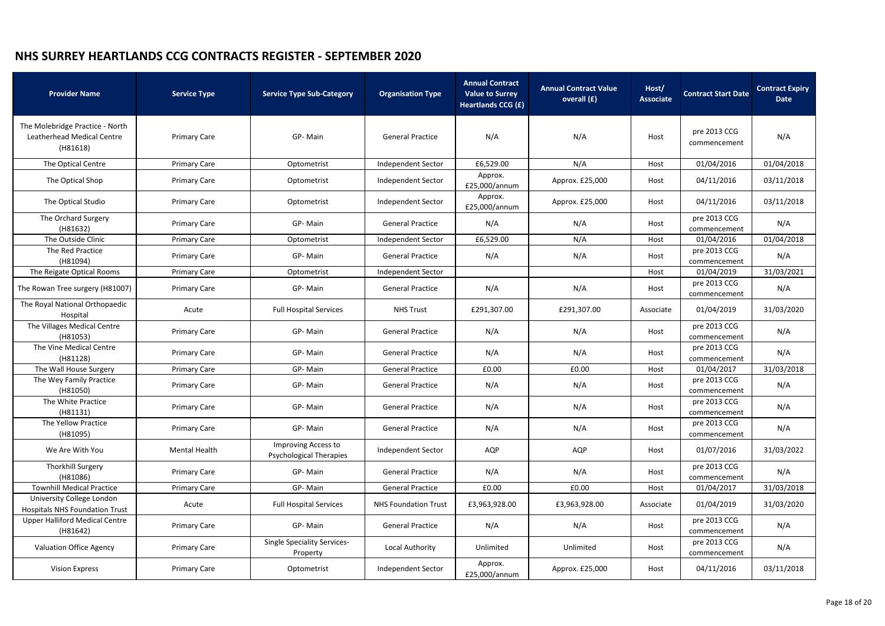# NHS SURREY HEARTLANDS CCG CONTRACTS REGISTER - SEPTEMBER 2020

| Provider Name | Service Type | Service Type Sub-Category | Organisation Type | Annual Contract Value to Surrey Heartlands CCG (£) | Annual Contract Value overall (£) | Host/ Associate | Contract Start Date | Contract Expiry Date |
|---|---|---|---|---|---|---|---|---|
| The Molebridge Practice - North Leatherhead Medical Centre (H81618) | Primary Care | GP- Main | General Practice | N/A | N/A | Host | pre 2013 CCG commencement | N/A |
| The Optical Centre | Primary Care | Optometrist | Independent Sector | £6,529.00 | N/A | Host | 01/04/2016 | 01/04/2018 |
| The Optical Shop | Primary Care | Optometrist | Independent Sector | Approx. £25,000/annum | Approx. £25,000 | Host | 04/11/2016 | 03/11/2018 |
| The Optical Studio | Primary Care | Optometrist | Independent Sector | Approx. £25,000/annum | Approx. £25,000 | Host | 04/11/2016 | 03/11/2018 |
| The Orchard Surgery (H81632) | Primary Care | GP- Main | General Practice | N/A | N/A | Host | pre 2013 CCG commencement | N/A |
| The Outside Clinic | Primary Care | Optometrist | Independent Sector | £6,529.00 | N/A | Host | 01/04/2016 | 01/04/2018 |
| The Red Practice (H81094) | Primary Care | GP- Main | General Practice | N/A | N/A | Host | pre 2013 CCG commencement | N/A |
| The Reigate Optical Rooms | Primary Care | Optometrist | Independent Sector | | | Host | 01/04/2019 | 31/03/2021 |
| The Rowan Tree surgery (H81007) | Primary Care | GP- Main | General Practice | N/A | N/A | Host | pre 2013 CCG commencement | N/A |
| The Royal National Orthopaedic Hospital | Acute | Full Hospital Services | NHS Trust | £291,307.00 | £291,307.00 | Associate | 01/04/2019 | 31/03/2020 |
| The Villages Medical Centre (H81053) | Primary Care | GP- Main | General Practice | N/A | N/A | Host | pre 2013 CCG commencement | N/A |
| The Vine Medical Centre (H81128) | Primary Care | GP- Main | General Practice | N/A | N/A | Host | pre 2013 CCG commencement | N/A |
| The Wall House Surgery | Primary Care | GP- Main | General Practice | £0.00 | £0.00 | Host | 01/04/2017 | 31/03/2018 |
| The Wey Family Practice (H81050) | Primary Care | GP- Main | General Practice | N/A | N/A | Host | pre 2013 CCG commencement | N/A |
| The White Practice (H81131) | Primary Care | GP- Main | General Practice | N/A | N/A | Host | pre 2013 CCG commencement | N/A |
| The Yellow Practice (H81095) | Primary Care | GP- Main | General Practice | N/A | N/A | Host | pre 2013 CCG commencement | N/A |
| We Are With You | Mental Health | Improving Access to Psychological Therapies | Independent Sector | AQP | AQP | Host | 01/07/2016 | 31/03/2022 |
| Thorkhill Surgery (H81086) | Primary Care | GP- Main | General Practice | N/A | N/A | Host | pre 2013 CCG commencement | N/A |
| Townhill Medical Practice | Primary Care | GP- Main | General Practice | £0.00 | £0.00 | Host | 01/04/2017 | 31/03/2018 |
| University College London Hospitals NHS Foundation Trust | Acute | Full Hospital Services | NHS Foundation Trust | £3,963,928.00 | £3,963,928.00 | Associate | 01/04/2019 | 31/03/2020 |
| Upper Halliford Medical Centre (H81642) | Primary Care | GP- Main | General Practice | N/A | N/A | Host | pre 2013 CCG commencement | N/A |
| Valuation Office Agency | Primary Care | Single Speciality Services- Property | Local Authority | Unlimited | Unlimited | Host | pre 2013 CCG commencement | N/A |
| Vision Express | Primary Care | Optometrist | Independent Sector | Approx. £25,000/annum | Approx. £25,000 | Host | 04/11/2016 | 03/11/2018 |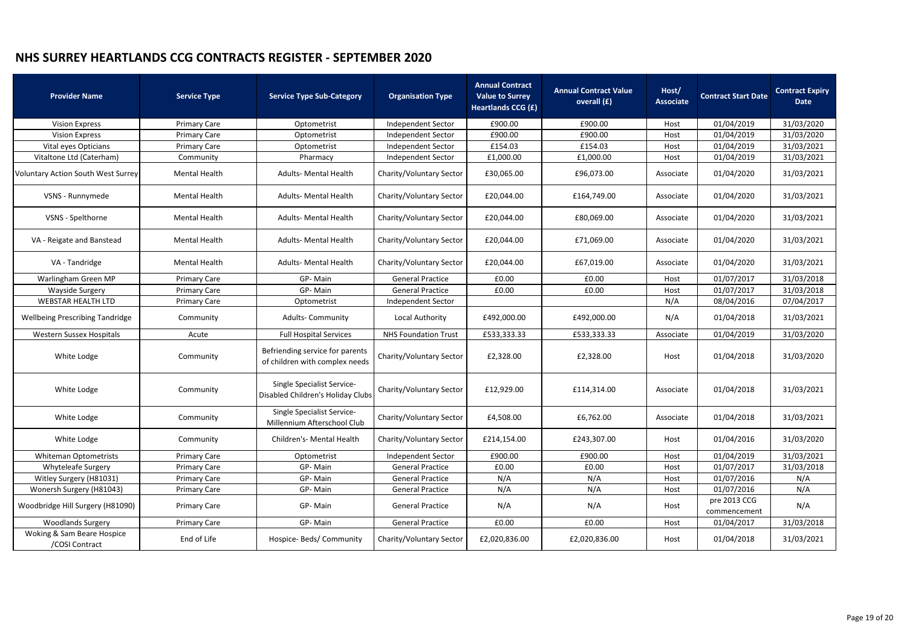# NHS SURREY HEARTLANDS CCG CONTRACTS REGISTER - SEPTEMBER 2020

| Provider Name | Service Type | Service Type Sub-Category | Organisation Type | Annual Contract Value to Surrey Heartlands CCG (£) | Annual Contract Value overall (£) | Host/ Associate | Contract Start Date | Contract Expiry Date |
|---|---|---|---|---|---|---|---|---|
| Vision Express | Primary Care | Optometrist | Independent Sector | £900.00 | £900.00 | Host | 01/04/2019 | 31/03/2020 |
| Vision Express | Primary Care | Optometrist | Independent Sector | £900.00 | £900.00 | Host | 01/04/2019 | 31/03/2020 |
| Vital eyes Opticians | Primary Care | Optometrist | Independent Sector | £154.03 | £154.03 | Host | 01/04/2019 | 31/03/2021 |
| Vitaltone Ltd (Caterham) | Community | Pharmacy | Independent Sector | £1,000.00 | £1,000.00 | Host | 01/04/2019 | 31/03/2021 |
| Voluntary Action South West Surrey | Mental Health | Adults- Mental Health | Charity/Voluntary Sector | £30,065.00 | £96,073.00 | Associate | 01/04/2020 | 31/03/2021 |
| VSNS - Runnymede | Mental Health | Adults- Mental Health | Charity/Voluntary Sector | £20,044.00 | £164,749.00 | Associate | 01/04/2020 | 31/03/2021 |
| VSNS - Spelthorne | Mental Health | Adults- Mental Health | Charity/Voluntary Sector | £20,044.00 | £80,069.00 | Associate | 01/04/2020 | 31/03/2021 |
| VA - Reigate and Banstead | Mental Health | Adults- Mental Health | Charity/Voluntary Sector | £20,044.00 | £71,069.00 | Associate | 01/04/2020 | 31/03/2021 |
| VA - Tandridge | Mental Health | Adults- Mental Health | Charity/Voluntary Sector | £20,044.00 | £67,019.00 | Associate | 01/04/2020 | 31/03/2021 |
| Warlingham Green MP | Primary Care | GP- Main | General Practice | £0.00 | £0.00 | Host | 01/07/2017 | 31/03/2018 |
| Wayside Surgery | Primary Care | GP- Main | General Practice | £0.00 | £0.00 | Host | 01/07/2017 | 31/03/2018 |
| WEBSTAR HEALTH LTD | Primary Care | Optometrist | Independent Sector | | | N/A | 08/04/2016 | 07/04/2017 |
| Wellbeing Prescribing Tandridge | Community | Adults- Community | Local Authority | £492,000.00 | £492,000.00 | N/A | 01/04/2018 | 31/03/2021 |
| Western Sussex Hospitals | Acute | Full Hospital Services | NHS Foundation Trust | £533,333.33 | £533,333.33 | Associate | 01/04/2019 | 31/03/2020 |
| White Lodge | Community | Befriending service for parents of children with complex needs | Charity/Voluntary Sector | £2,328.00 | £2,328.00 | Host | 01/04/2018 | 31/03/2020 |
| White Lodge | Community | Single Specialist Service- Disabled Children's Holiday Clubs | Charity/Voluntary Sector | £12,929.00 | £114,314.00 | Associate | 01/04/2018 | 31/03/2021 |
| White Lodge | Community | Single Specialist Service- Millennium Afterschool Club | Charity/Voluntary Sector | £4,508.00 | £6,762.00 | Associate | 01/04/2018 | 31/03/2021 |
| White Lodge | Community | Children's- Mental Health | Charity/Voluntary Sector | £214,154.00 | £243,307.00 | Host | 01/04/2016 | 31/03/2020 |
| Whiteman Optometrists | Primary Care | Optometrist | Independent Sector | £900.00 | £900.00 | Host | 01/04/2019 | 31/03/2021 |
| Whyteleafe Surgery | Primary Care | GP- Main | General Practice | £0.00 | £0.00 | Host | 01/07/2017 | 31/03/2018 |
| Witley Surgery (H81031) | Primary Care | GP- Main | General Practice | N/A | N/A | Host | 01/07/2016 | N/A |
| Wonersh Surgery (H81043) | Primary Care | GP- Main | General Practice | N/A | N/A | Host | 01/07/2016 | N/A |
| Woodbridge Hill Surgery (H81090) | Primary Care | GP- Main | General Practice | N/A | N/A | Host | pre 2013 CCG commencement | N/A |
| Woodlands Surgery | Primary Care | GP- Main | General Practice | £0.00 | £0.00 | Host | 01/04/2017 | 31/03/2018 |
| Woking & Sam Beare Hospice /COSI Contract | End of Life | Hospice- Beds/ Community | Charity/Voluntary Sector | £2,020,836.00 | £2,020,836.00 | Host | 01/04/2018 | 31/03/2021 |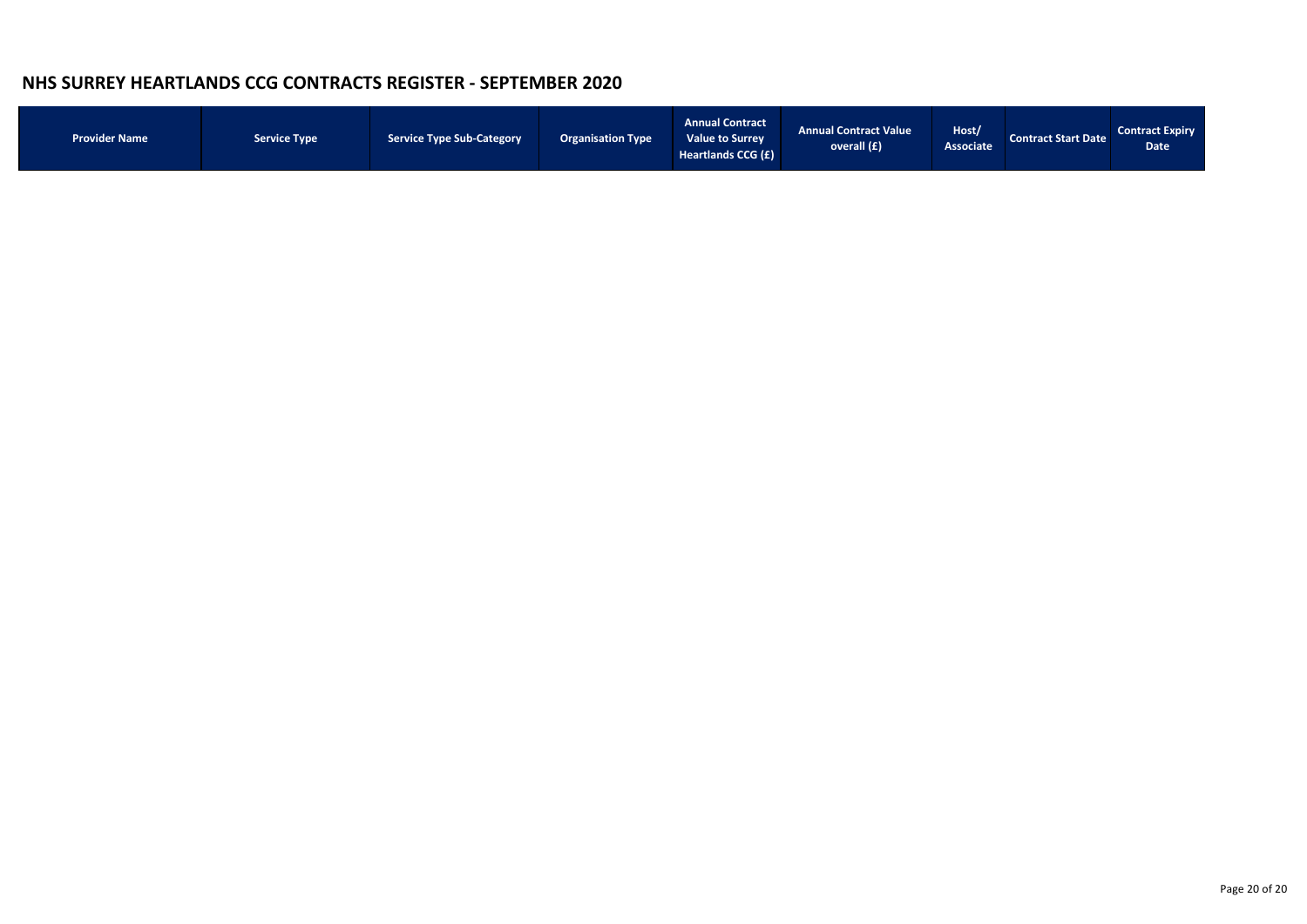# NHS SURREY HEARTLANDS CCG CONTRACTS REGISTER - SEPTEMBER 2020

| Provider Name | Service Type | Service Type Sub-Category | Organisation Type | Annual Contract Value to Surrey Heartlands CCG (£) | Annual Contract Value overall (£) | Host/ Associate | Contract Start Date | Contract Expiry Date |
|---|---|---|---|---|---|---|---|---|